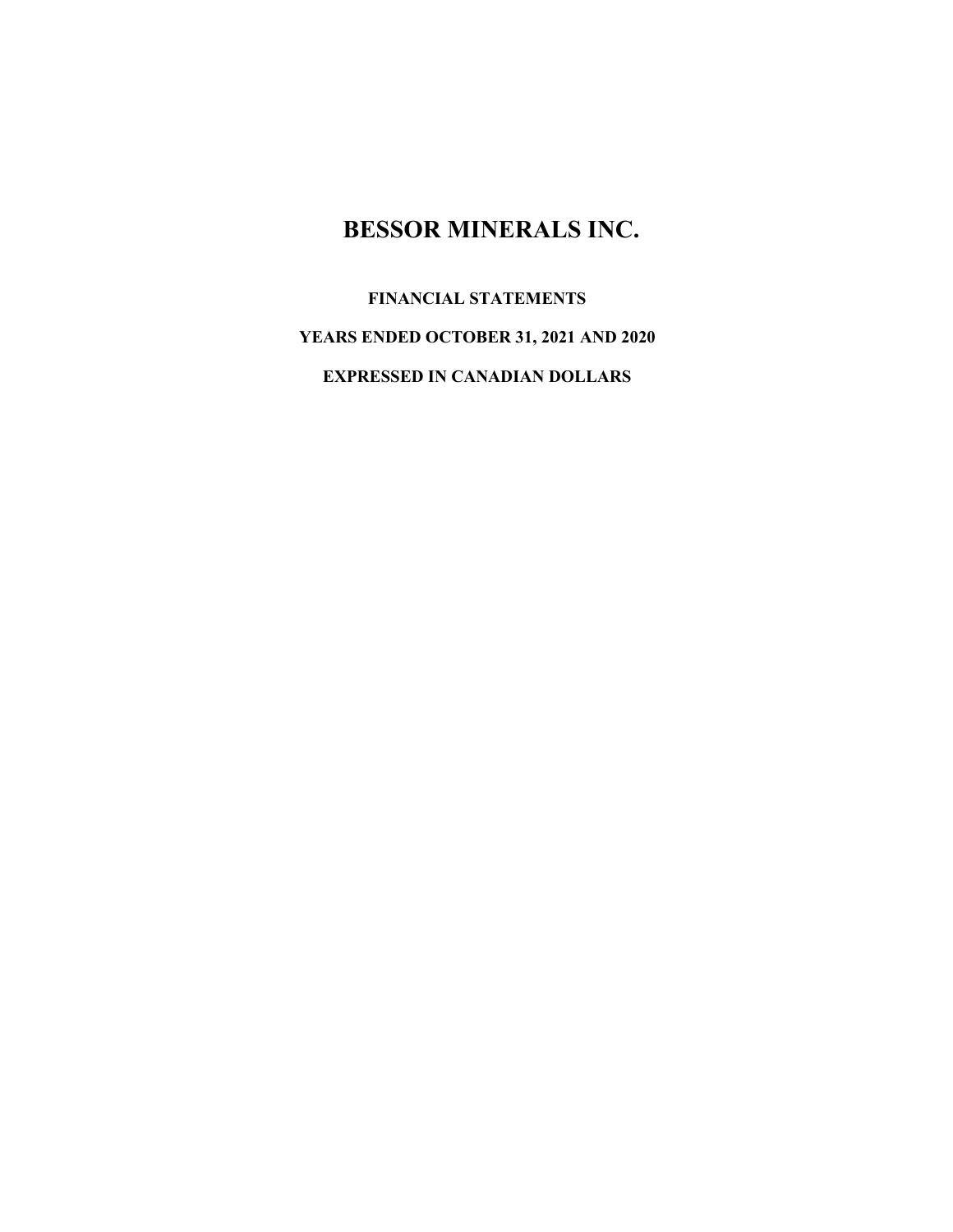# BESSOR MINERALS INC.

**FINANCIAL STATEMENTS**

**YEARS ENDED OCTOBER 31, 2021 AND 2020**

**EXPRESSED IN CANADIAN DOLLARS**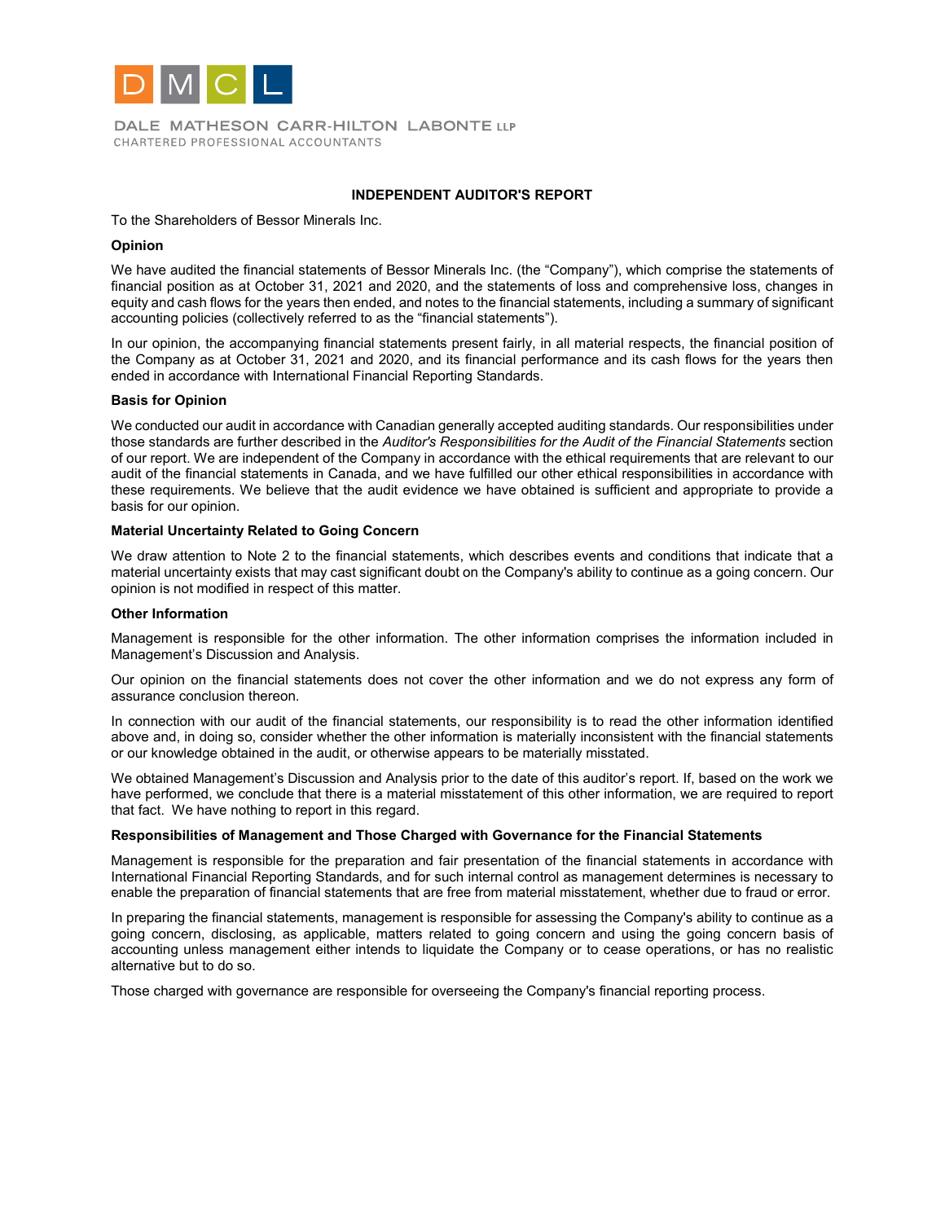DMCL

DALE MATHESON CARR-HILTON LABONTE LLP
CHARTERED PROFESSIONAL ACCOUNTANTS

# INDEPENDENT AUDITOR'S REPORT

To the Shareholders of Bessor Minerals Inc.

**Opinion**

We have audited the financial statements of Bessor Minerals Inc. (the "Company"), which comprise the statements of financial position as at October 31, 2021 and 2020, and the statements of loss and comprehensive loss, changes in equity and cash flows for the years then ended, and notes to the financial statements, including a summary of significant accounting policies (collectively referred to as the "financial statements").

In our opinion, the accompanying financial statements present fairly, in all material respects, the financial position of the Company as at October 31, 2021 and 2020, and its financial performance and its cash flows for the years then ended in accordance with International Financial Reporting Standards.

**Basis for Opinion**

We conducted our audit in accordance with Canadian generally accepted auditing standards. Our responsibilities under those standards are further described in the *Auditor's Responsibilities for the Audit of the Financial Statements* section of our report. We are independent of the Company in accordance with the ethical requirements that are relevant to our audit of the financial statements in Canada, and we have fulfilled our other ethical responsibilities in accordance with these requirements. We believe that the audit evidence we have obtained is sufficient and appropriate to provide a basis for our opinion.

**Material Uncertainty Related to Going Concern**

We draw attention to Note 2 to the financial statements, which describes events and conditions that indicate that a material uncertainty exists that may cast significant doubt on the Company's ability to continue as a going concern. Our opinion is not modified in respect of this matter.

**Other Information**

Management is responsible for the other information. The other information comprises the information included in Management's Discussion and Analysis.

Our opinion on the financial statements does not cover the other information and we do not express any form of assurance conclusion thereon.

In connection with our audit of the financial statements, our responsibility is to read the other information identified above and, in doing so, consider whether the other information is materially inconsistent with the financial statements or our knowledge obtained in the audit, or otherwise appears to be materially misstated.

We obtained Management's Discussion and Analysis prior to the date of this auditor's report. If, based on the work we have performed, we conclude that there is a material misstatement of this other information, we are required to report that fact. We have nothing to report in this regard.

**Responsibilities of Management and Those Charged with Governance for the Financial Statements**

Management is responsible for the preparation and fair presentation of the financial statements in accordance with International Financial Reporting Standards, and for such internal control as management determines is necessary to enable the preparation of financial statements that are free from material misstatement, whether due to fraud or error.

In preparing the financial statements, management is responsible for assessing the Company's ability to continue as a going concern, disclosing, as applicable, matters related to going concern and using the going concern basis of accounting unless management either intends to liquidate the Company or to cease operations, or has no realistic alternative but to do so.

Those charged with governance are responsible for overseeing the Company's financial reporting process.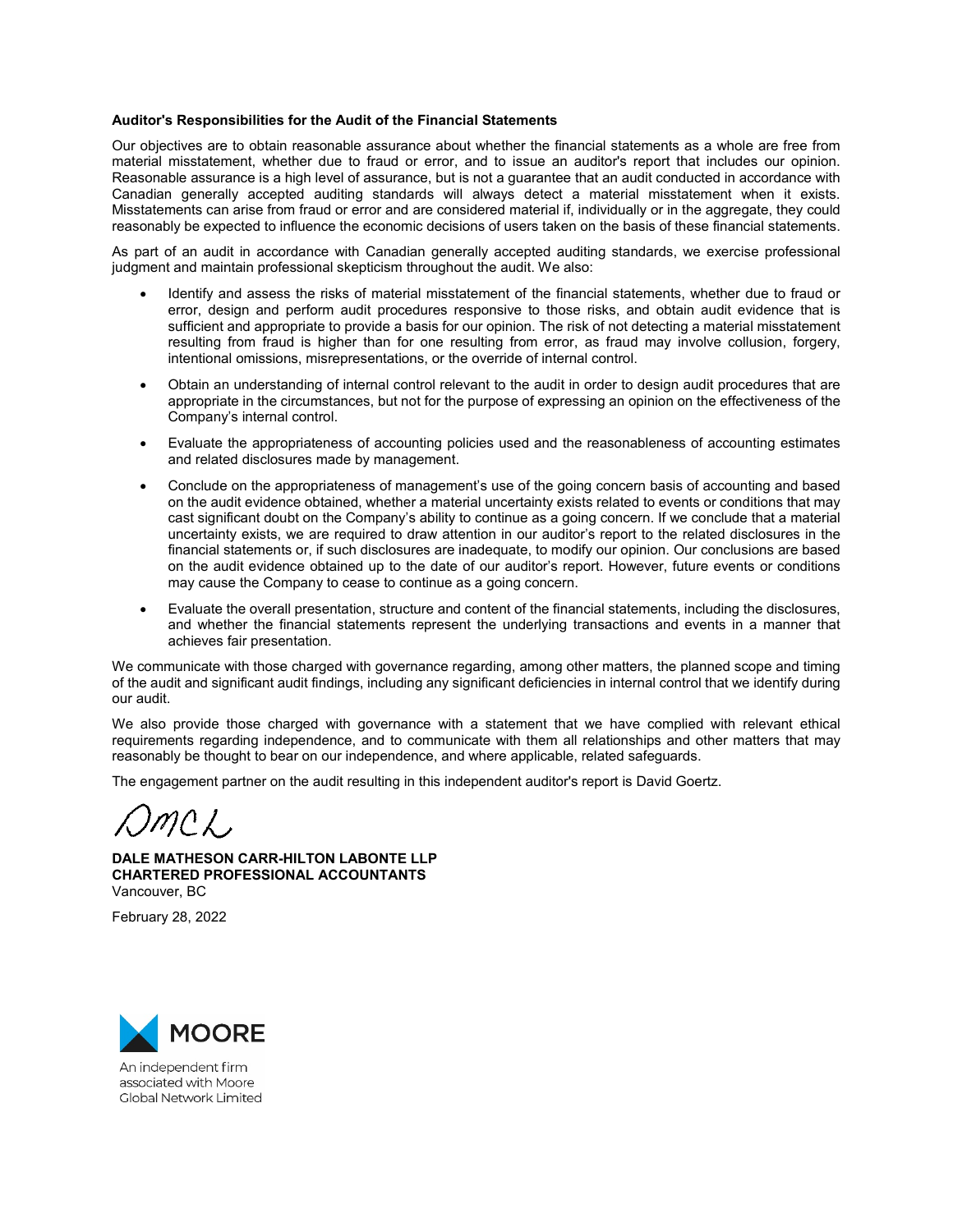**Auditor's Responsibilities for the Audit of the Financial Statements**

Our objectives are to obtain reasonable assurance about whether the financial statements as a whole are free from material misstatement, whether due to fraud or error, and to issue an auditor's report that includes our opinion. Reasonable assurance is a high level of assurance, but is not a guarantee that an audit conducted in accordance with Canadian generally accepted auditing standards will always detect a material misstatement when it exists. Misstatements can arise from fraud or error and are considered material if, individually or in the aggregate, they could reasonably be expected to influence the economic decisions of users taken on the basis of these financial statements.

As part of an audit in accordance with Canadian generally accepted auditing standards, we exercise professional judgment and maintain professional skepticism throughout the audit. We also:

- Identify and assess the risks of material misstatement of the financial statements, whether due to fraud or error, design and perform audit procedures responsive to those risks, and obtain audit evidence that is sufficient and appropriate to provide a basis for our opinion. The risk of not detecting a material misstatement resulting from fraud is higher than for one resulting from error, as fraud may involve collusion, forgery, intentional omissions, misrepresentations, or the override of internal control.

- Obtain an understanding of internal control relevant to the audit in order to design audit procedures that are appropriate in the circumstances, but not for the purpose of expressing an opinion on the effectiveness of the Company's internal control.

- Evaluate the appropriateness of accounting policies used and the reasonableness of accounting estimates and related disclosures made by management.

- Conclude on the appropriateness of management's use of the going concern basis of accounting and based on the audit evidence obtained, whether a material uncertainty exists related to events or conditions that may cast significant doubt on the Company's ability to continue as a going concern. If we conclude that a material uncertainty exists, we are required to draw attention in our auditor's report to the related disclosures in the financial statements or, if such disclosures are inadequate, to modify our opinion. Our conclusions are based on the audit evidence obtained up to the date of our auditor's report. However, future events or conditions may cause the Company to cease to continue as a going concern.

- Evaluate the overall presentation, structure and content of the financial statements, including the disclosures, and whether the financial statements represent the underlying transactions and events in a manner that achieves fair presentation.

We communicate with those charged with governance regarding, among other matters, the planned scope and timing of the audit and significant audit findings, including any significant deficiencies in internal control that we identify during our audit.

We also provide those charged with governance with a statement that we have complied with relevant ethical requirements regarding independence, and to communicate with them all relationships and other matters that may reasonably be thought to bear on our independence, and where applicable, related safeguards.

The engagement partner on the audit resulting in this independent auditor's report is David Goertz.

DMCL

**DALE MATHESON CARR-HILTON LABONTE LLP**
**CHARTERED PROFESSIONAL ACCOUNTANTS**
Vancouver, BC

February 28, 2022

MOORE

An independent firm associated with Moore Global Network Limited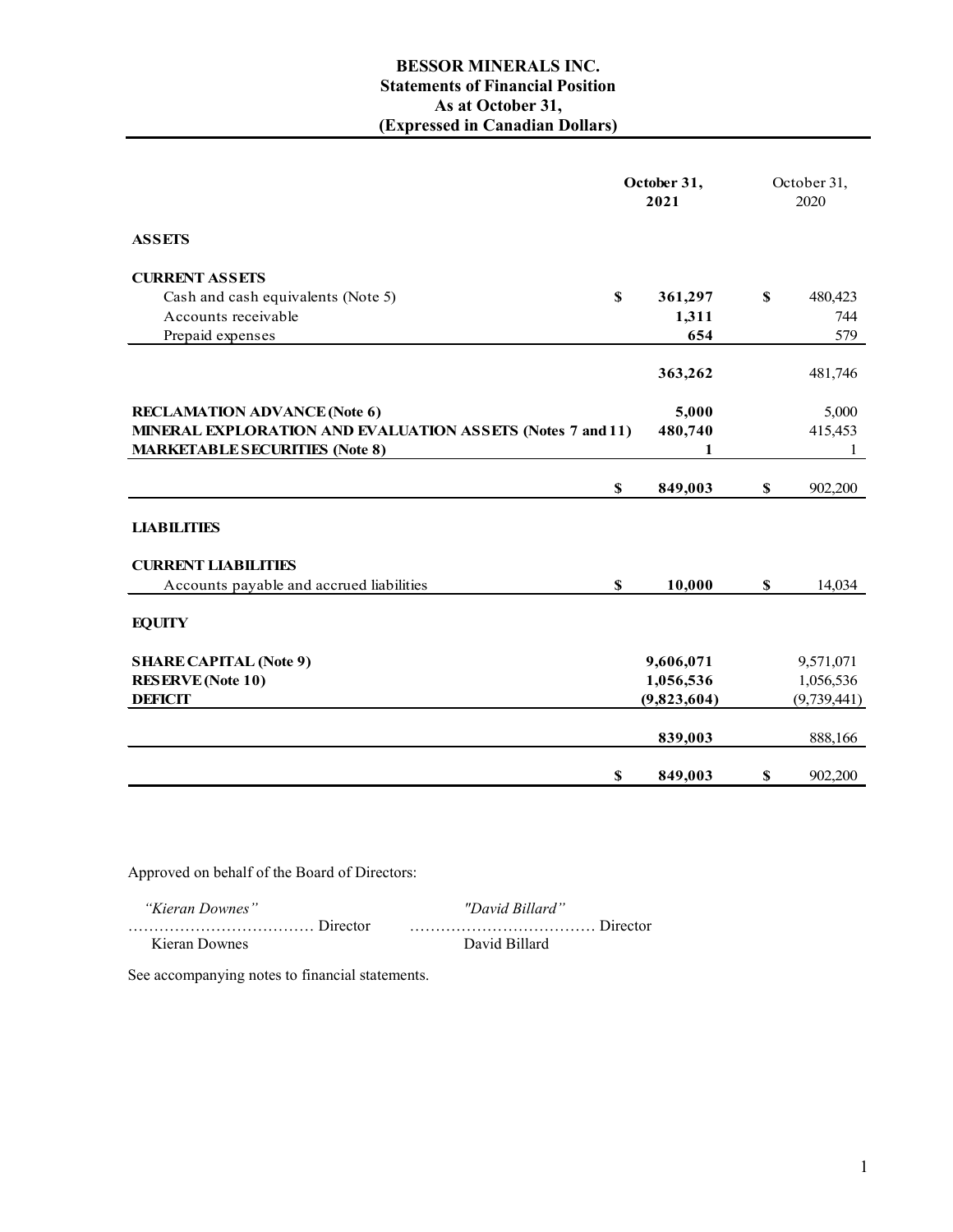# BESSOR MINERALS INC.
## Statements of Financial Position
### As at October 31,
### (Expressed in Canadian Dollars)

| | October 31, 2021 | October 31, 2020 |
|---|---|---|
| **ASSETS** | | |
| **CURRENT ASSETS** | | |
| Cash and cash equivalents (Note 5) | $ **361,297** | $ 480,423 |
| Accounts receivable | **1,311** | 744 |
| Prepaid expenses | **654** | 579 |
| | **363,262** | 481,746 |
| **RECLAMATION ADVANCE (Note 6)** | **5,000** | 5,000 |
| **MINERAL EXPLORATION AND EVALUATION ASSETS (Notes 7 and 11)** | **480,740** | 415,453 |
| **MARKETABLE SECURITIES (Note 8)** | **1** | 1 |
| | $ **849,003** | $ 902,200 |
| **LIABILITIES** | | |
| **CURRENT LIABILITIES** | | |
| Accounts payable and accrued liabilities | $ **10,000** | $ 14,034 |
| **EQUITY** | | |
| **SHARE CAPITAL (Note 9)** | **9,606,071** | 9,571,071 |
| **RESERVE (Note 10)** | **1,056,536** | 1,056,536 |
| **DEFICIT** | **(9,823,604)** | (9,739,441) |
| | **839,003** | 888,166 |
| | $ **849,003** | $ 902,200 |

Approved on behalf of the Board of Directors:

| | |
|---|---|
| *"Kieran Downes"* | *"David Billard"* |
| ……………………………… Director | ……………………………… Director |
| Kieran Downes | David Billard |

See accompanying notes to financial statements.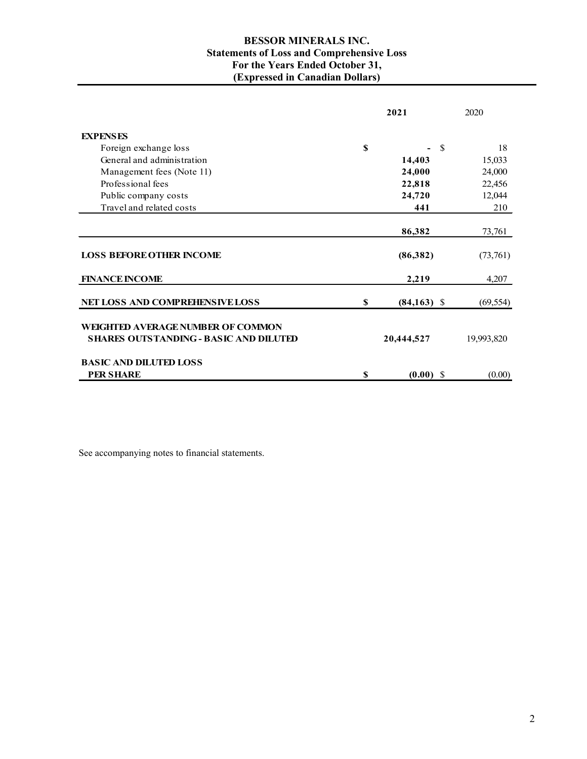# BESSOR MINERALS INC.
## Statements of Loss and Comprehensive Loss
## For the Years Ended October 31,
## (Expressed in Canadian Dollars)

| | 2021 | 2020 |
|---|---|---|
| **EXPENSES** | | |
| Foreign exchange loss | $ - | $ 18 |
| General and administration | **14,403** | 15,033 |
| Management fees (Note 11) | **24,000** | 24,000 |
| Professional fees | **22,818** | 22,456 |
| Public company costs | **24,720** | 12,044 |
| Travel and related costs | **441** | 210 |
| | **86,382** | 73,761 |
| **LOSS BEFORE OTHER INCOME** | **(86,382)** | (73,761) |
| **FINANCE INCOME** | **2,219** | 4,207 |
| **NET LOSS AND COMPREHENSIVE LOSS** | **$ (84,163)** | $ (69,554) |
| **WEIGHTED AVERAGE NUMBER OF COMMON SHARES OUTSTANDING - BASIC AND DILUTED** | **20,444,527** | 19,993,820 |
| **BASIC AND DILUTED LOSS PER SHARE** | **$ (0.00)** | $ (0.00) |

See accompanying notes to financial statements.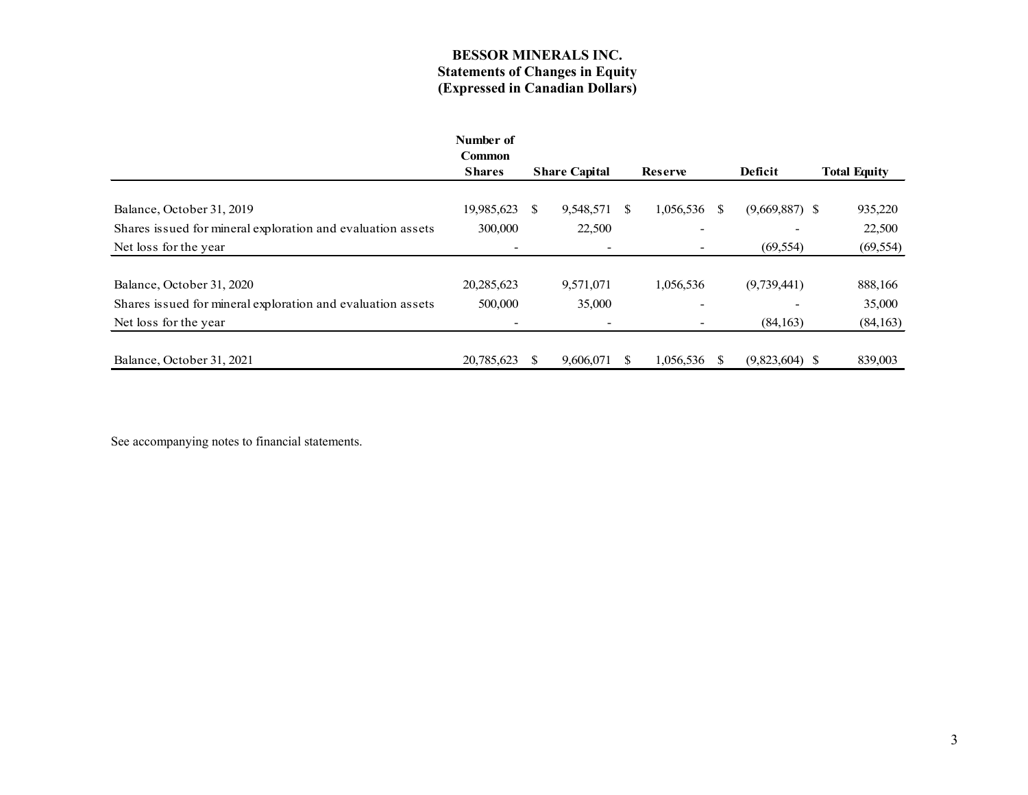**BESSOR MINERALS INC.**
**Statements of Changes in Equity**
**(Expressed in Canadian Dollars)**

| | Number of Common Shares | Share Capital | Reserve | Deficit | Total Equity |
|---|---|---|---|---|---|
| Balance, October 31, 2019 | 19,985,623 | $ 9,548,571 | $ 1,056,536 | $ (9,669,887) | $ 935,220 |
| Shares issued for mineral exploration and evaluation assets | 300,000 | 22,500 | - | - | 22,500 |
| Net loss for the year | - | - | - | (69,554) | (69,554) |
| Balance, October 31, 2020 | 20,285,623 | 9,571,071 | 1,056,536 | (9,739,441) | 888,166 |
| Shares issued for mineral exploration and evaluation assets | 500,000 | 35,000 | - | - | 35,000 |
| Net loss for the year | - | - | - | (84,163) | (84,163) |
| Balance, October 31, 2021 | 20,785,623 | $ 9,606,071 | $ 1,056,536 | $ (9,823,604) | $ 839,003 |

See accompanying notes to financial statements.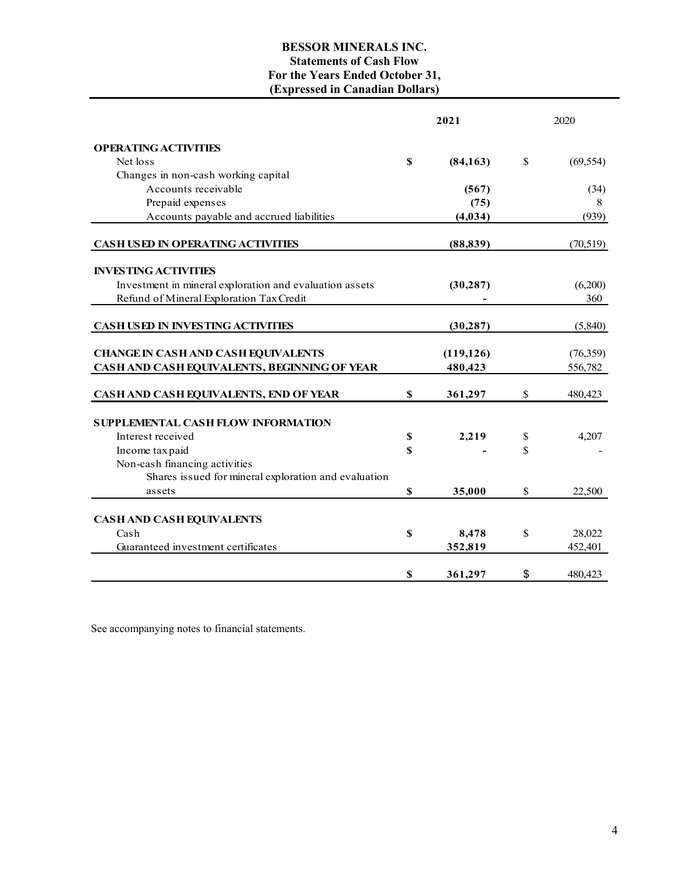# BESSOR MINERALS INC.
## Statements of Cash Flow
## For the Years Ended October 31,
## (Expressed in Canadian Dollars)

| | 2021 | 2020 |
|---|---|---|
| **OPERATING ACTIVITIES** | | |
| Net loss | **$ (84,163)** | $ (69,554) |
| Changes in non-cash working capital | | |
| Accounts receivable | **(567)** | (34) |
| Prepaid expenses | **(75)** | 8 |
| Accounts payable and accrued liabilities | **(4,034)** | (939) |
| **CASH USED IN OPERATING ACTIVITIES** | **(88,839)** | (70,519) |
| **INVESTING ACTIVITIES** | | |
| Investment in mineral exploration and evaluation assets | **(30,287)** | (6,200) |
| Refund of Mineral Exploration Tax Credit | **-** | 360 |
| **CASH USED IN INVESTING ACTIVITIES** | **(30,287)** | (5,840) |
| **CHANGE IN CASH AND CASH EQUIVALENTS** | **(119,126)** | (76,359) |
| **CASH AND CASH EQUIVALENTS, BEGINNING OF YEAR** | **480,423** | 556,782 |
| **CASH AND CASH EQUIVALENTS, END OF YEAR** | **$ 361,297** | $ 480,423 |
| **SUPPLEMENTAL CASH FLOW INFORMATION** | | |
| Interest received | **$ 2,219** | $ 4,207 |
| Income tax paid | **$ -** | $ - |
| Non-cash financing activities | | |
| Shares issued for mineral exploration and evaluation assets | **$ 35,000** | $ 22,500 |
| **CASH AND CASH EQUIVALENTS** | | |
| Cash | **$ 8,478** | $ 28,022 |
| Guaranteed investment certificates | **352,819** | 452,401 |
| | **$ 361,297** | $ 480,423 |

See accompanying notes to financial statements.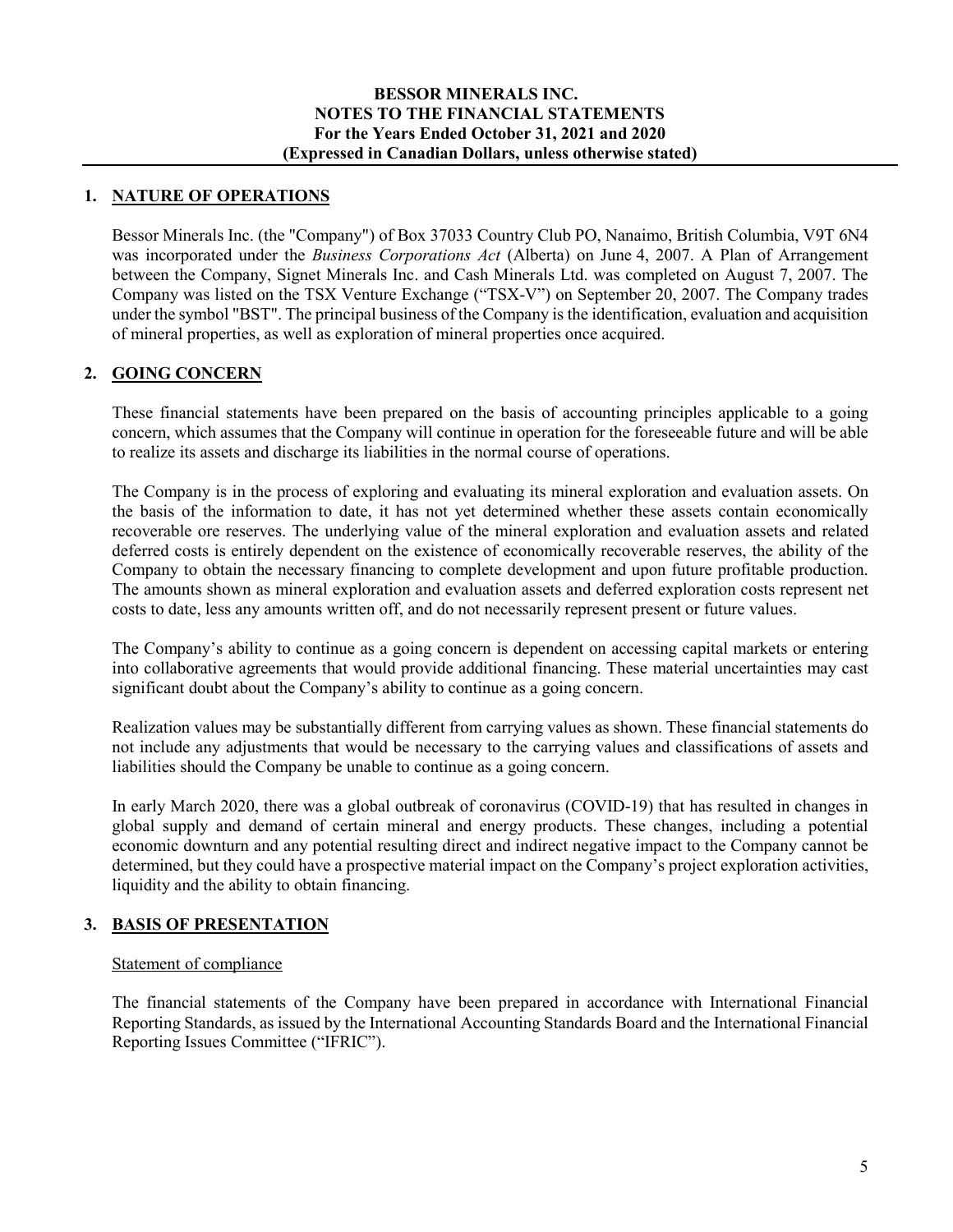## 1. NATURE OF OPERATIONS

Bessor Minerals Inc. (the "Company") of Box 37033 Country Club PO, Nanaimo, British Columbia, V9T 6N4 was incorporated under the *Business Corporations Act* (Alberta) on June 4, 2007. A Plan of Arrangement between the Company, Signet Minerals Inc. and Cash Minerals Ltd. was completed on August 7, 2007. The Company was listed on the TSX Venture Exchange ("TSX-V") on September 20, 2007. The Company trades under the symbol "BST". The principal business of the Company is the identification, evaluation and acquisition of mineral properties, as well as exploration of mineral properties once acquired.

## 2. GOING CONCERN

These financial statements have been prepared on the basis of accounting principles applicable to a going concern, which assumes that the Company will continue in operation for the foreseeable future and will be able to realize its assets and discharge its liabilities in the normal course of operations.

The Company is in the process of exploring and evaluating its mineral exploration and evaluation assets. On the basis of the information to date, it has not yet determined whether these assets contain economically recoverable ore reserves. The underlying value of the mineral exploration and evaluation assets and related deferred costs is entirely dependent on the existence of economically recoverable reserves, the ability of the Company to obtain the necessary financing to complete development and upon future profitable production. The amounts shown as mineral exploration and evaluation assets and deferred exploration costs represent net costs to date, less any amounts written off, and do not necessarily represent present or future values.

The Company's ability to continue as a going concern is dependent on accessing capital markets or entering into collaborative agreements that would provide additional financing. These material uncertainties may cast significant doubt about the Company's ability to continue as a going concern.

Realization values may be substantially different from carrying values as shown. These financial statements do not include any adjustments that would be necessary to the carrying values and classifications of assets and liabilities should the Company be unable to continue as a going concern.

In early March 2020, there was a global outbreak of coronavirus (COVID-19) that has resulted in changes in global supply and demand of certain mineral and energy products. These changes, including a potential economic downturn and any potential resulting direct and indirect negative impact to the Company cannot be determined, but they could have a prospective material impact on the Company's project exploration activities, liquidity and the ability to obtain financing.

## 3. BASIS OF PRESENTATION

### Statement of compliance

The financial statements of the Company have been prepared in accordance with International Financial Reporting Standards, as issued by the International Accounting Standards Board and the International Financial Reporting Issues Committee ("IFRIC").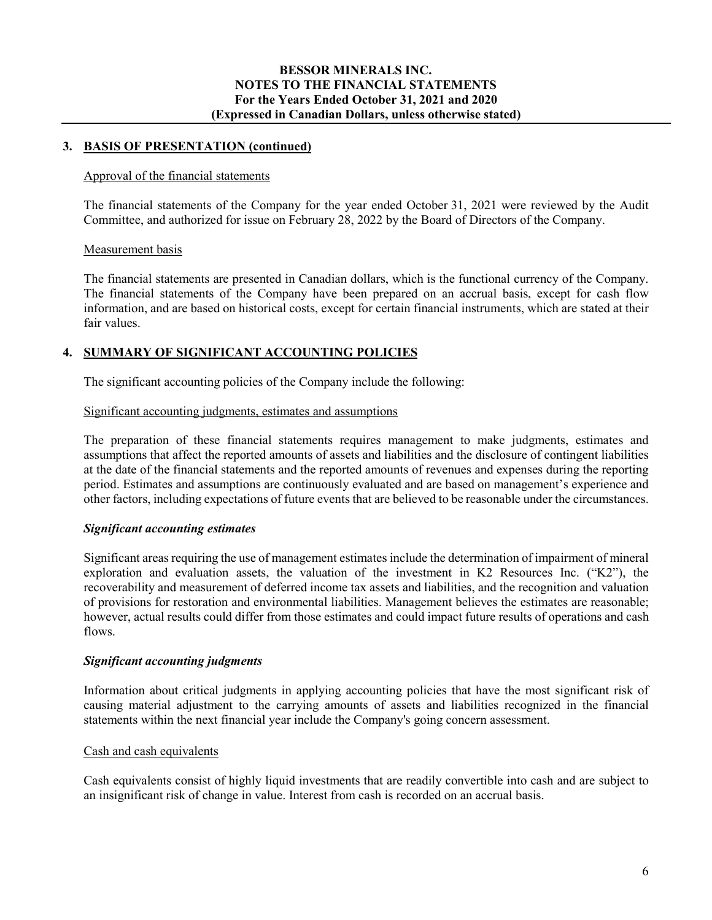## 3. BASIS OF PRESENTATION (continued)

Approval of the financial statements

The financial statements of the Company for the year ended October 31, 2021 were reviewed by the Audit Committee, and authorized for issue on February 28, 2022 by the Board of Directors of the Company.

Measurement basis

The financial statements are presented in Canadian dollars, which is the functional currency of the Company. The financial statements of the Company have been prepared on an accrual basis, except for cash flow information, and are based on historical costs, except for certain financial instruments, which are stated at their fair values.

## 4. SUMMARY OF SIGNIFICANT ACCOUNTING POLICIES

The significant accounting policies of the Company include the following:

Significant accounting judgments, estimates and assumptions

The preparation of these financial statements requires management to make judgments, estimates and assumptions that affect the reported amounts of assets and liabilities and the disclosure of contingent liabilities at the date of the financial statements and the reported amounts of revenues and expenses during the reporting period. Estimates and assumptions are continuously evaluated and are based on management's experience and other factors, including expectations of future events that are believed to be reasonable under the circumstances.

***Significant accounting estimates***

Significant areas requiring the use of management estimates include the determination of impairment of mineral exploration and evaluation assets, the valuation of the investment in K2 Resources Inc. ("K2"), the recoverability and measurement of deferred income tax assets and liabilities, and the recognition and valuation of provisions for restoration and environmental liabilities. Management believes the estimates are reasonable; however, actual results could differ from those estimates and could impact future results of operations and cash flows.

***Significant accounting judgments***

Information about critical judgments in applying accounting policies that have the most significant risk of causing material adjustment to the carrying amounts of assets and liabilities recognized in the financial statements within the next financial year include the Company's going concern assessment.

Cash and cash equivalents

Cash equivalents consist of highly liquid investments that are readily convertible into cash and are subject to an insignificant risk of change in value. Interest from cash is recorded on an accrual basis.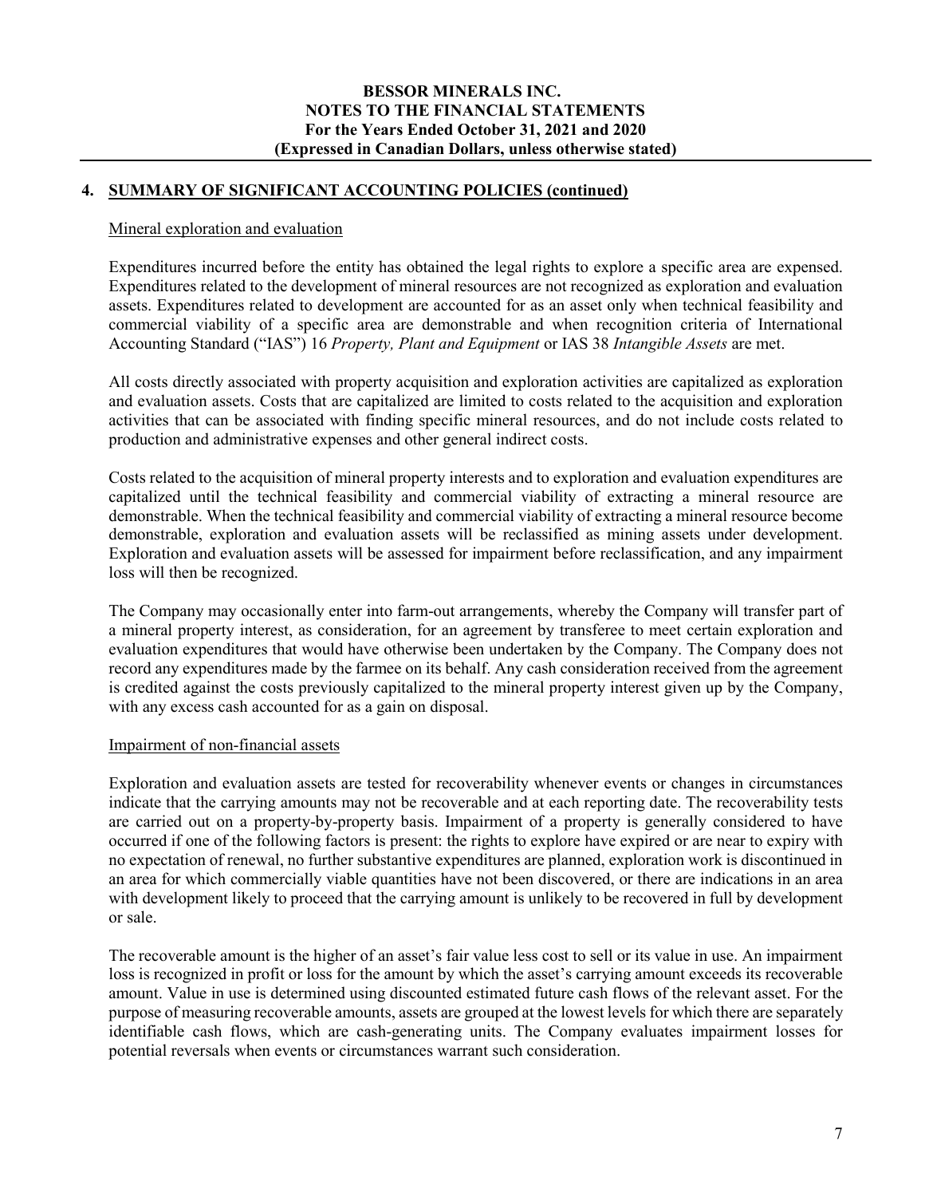## 4. SUMMARY OF SIGNIFICANT ACCOUNTING POLICIES (continued)

### Mineral exploration and evaluation

Expenditures incurred before the entity has obtained the legal rights to explore a specific area are expensed. Expenditures related to the development of mineral resources are not recognized as exploration and evaluation assets. Expenditures related to development are accounted for as an asset only when technical feasibility and commercial viability of a specific area are demonstrable and when recognition criteria of International Accounting Standard ("IAS") 16 *Property, Plant and Equipment* or IAS 38 *Intangible Assets* are met.

All costs directly associated with property acquisition and exploration activities are capitalized as exploration and evaluation assets. Costs that are capitalized are limited to costs related to the acquisition and exploration activities that can be associated with finding specific mineral resources, and do not include costs related to production and administrative expenses and other general indirect costs.

Costs related to the acquisition of mineral property interests and to exploration and evaluation expenditures are capitalized until the technical feasibility and commercial viability of extracting a mineral resource are demonstrable. When the technical feasibility and commercial viability of extracting a mineral resource become demonstrable, exploration and evaluation assets will be reclassified as mining assets under development. Exploration and evaluation assets will be assessed for impairment before reclassification, and any impairment loss will then be recognized.

The Company may occasionally enter into farm-out arrangements, whereby the Company will transfer part of a mineral property interest, as consideration, for an agreement by transferee to meet certain exploration and evaluation expenditures that would have otherwise been undertaken by the Company. The Company does not record any expenditures made by the farmee on its behalf. Any cash consideration received from the agreement is credited against the costs previously capitalized to the mineral property interest given up by the Company, with any excess cash accounted for as a gain on disposal.

### Impairment of non-financial assets

Exploration and evaluation assets are tested for recoverability whenever events or changes in circumstances indicate that the carrying amounts may not be recoverable and at each reporting date. The recoverability tests are carried out on a property-by-property basis. Impairment of a property is generally considered to have occurred if one of the following factors is present: the rights to explore have expired or are near to expiry with no expectation of renewal, no further substantive expenditures are planned, exploration work is discontinued in an area for which commercially viable quantities have not been discovered, or there are indications in an area with development likely to proceed that the carrying amount is unlikely to be recovered in full by development or sale.

The recoverable amount is the higher of an asset's fair value less cost to sell or its value in use. An impairment loss is recognized in profit or loss for the amount by which the asset's carrying amount exceeds its recoverable amount. Value in use is determined using discounted estimated future cash flows of the relevant asset. For the purpose of measuring recoverable amounts, assets are grouped at the lowest levels for which there are separately identifiable cash flows, which are cash-generating units. The Company evaluates impairment losses for potential reversals when events or circumstances warrant such consideration.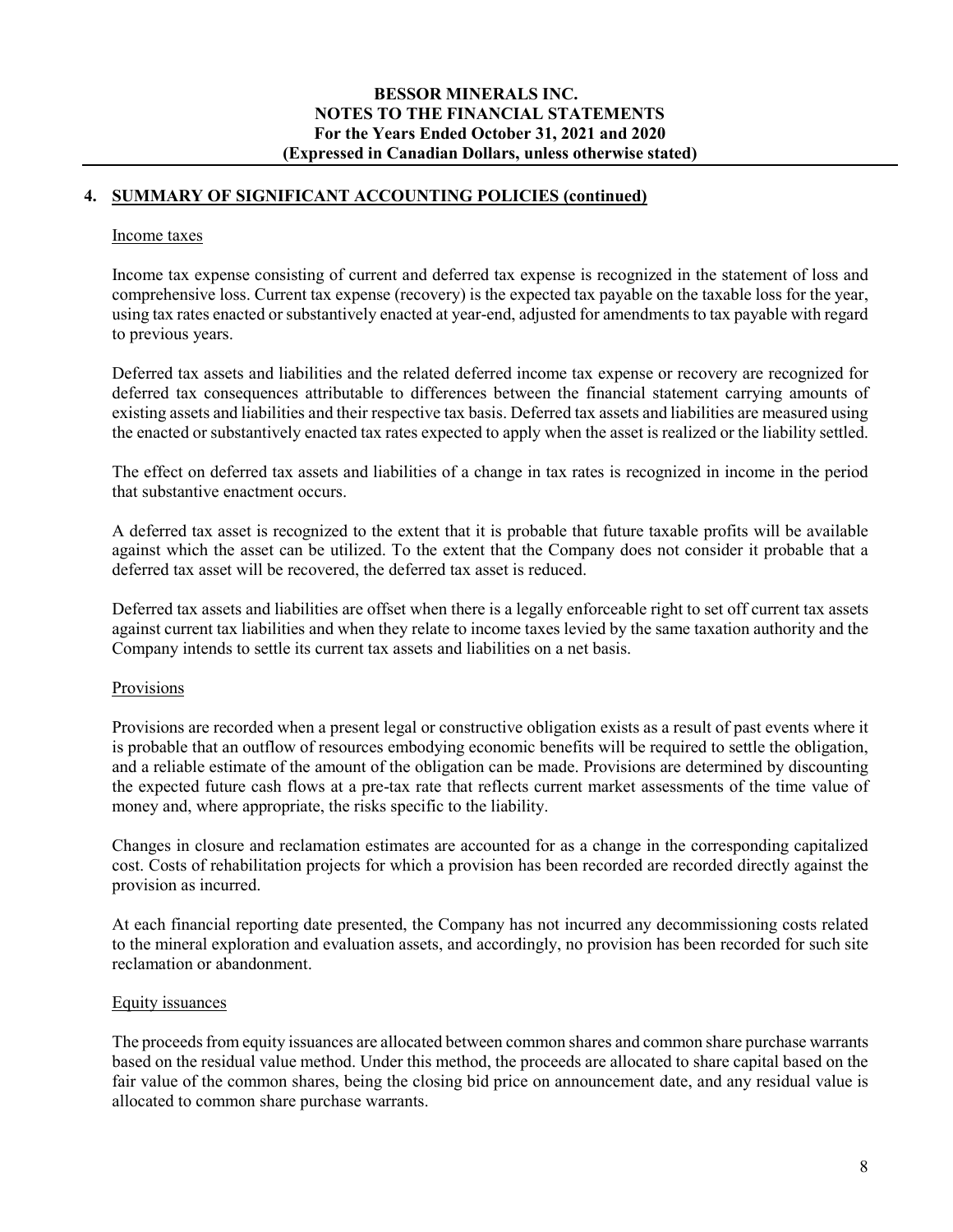## 4. SUMMARY OF SIGNIFICANT ACCOUNTING POLICIES (continued)

### Income taxes

Income tax expense consisting of current and deferred tax expense is recognized in the statement of loss and comprehensive loss. Current tax expense (recovery) is the expected tax payable on the taxable loss for the year, using tax rates enacted or substantively enacted at year-end, adjusted for amendments to tax payable with regard to previous years.

Deferred tax assets and liabilities and the related deferred income tax expense or recovery are recognized for deferred tax consequences attributable to differences between the financial statement carrying amounts of existing assets and liabilities and their respective tax basis. Deferred tax assets and liabilities are measured using the enacted or substantively enacted tax rates expected to apply when the asset is realized or the liability settled.

The effect on deferred tax assets and liabilities of a change in tax rates is recognized in income in the period that substantive enactment occurs.

A deferred tax asset is recognized to the extent that it is probable that future taxable profits will be available against which the asset can be utilized. To the extent that the Company does not consider it probable that a deferred tax asset will be recovered, the deferred tax asset is reduced.

Deferred tax assets and liabilities are offset when there is a legally enforceable right to set off current tax assets against current tax liabilities and when they relate to income taxes levied by the same taxation authority and the Company intends to settle its current tax assets and liabilities on a net basis.

### Provisions

Provisions are recorded when a present legal or constructive obligation exists as a result of past events where it is probable that an outflow of resources embodying economic benefits will be required to settle the obligation, and a reliable estimate of the amount of the obligation can be made. Provisions are determined by discounting the expected future cash flows at a pre-tax rate that reflects current market assessments of the time value of money and, where appropriate, the risks specific to the liability.

Changes in closure and reclamation estimates are accounted for as a change in the corresponding capitalized cost. Costs of rehabilitation projects for which a provision has been recorded are recorded directly against the provision as incurred.

At each financial reporting date presented, the Company has not incurred any decommissioning costs related to the mineral exploration and evaluation assets, and accordingly, no provision has been recorded for such site reclamation or abandonment.

### Equity issuances

The proceeds from equity issuances are allocated between common shares and common share purchase warrants based on the residual value method. Under this method, the proceeds are allocated to share capital based on the fair value of the common shares, being the closing bid price on announcement date, and any residual value is allocated to common share purchase warrants.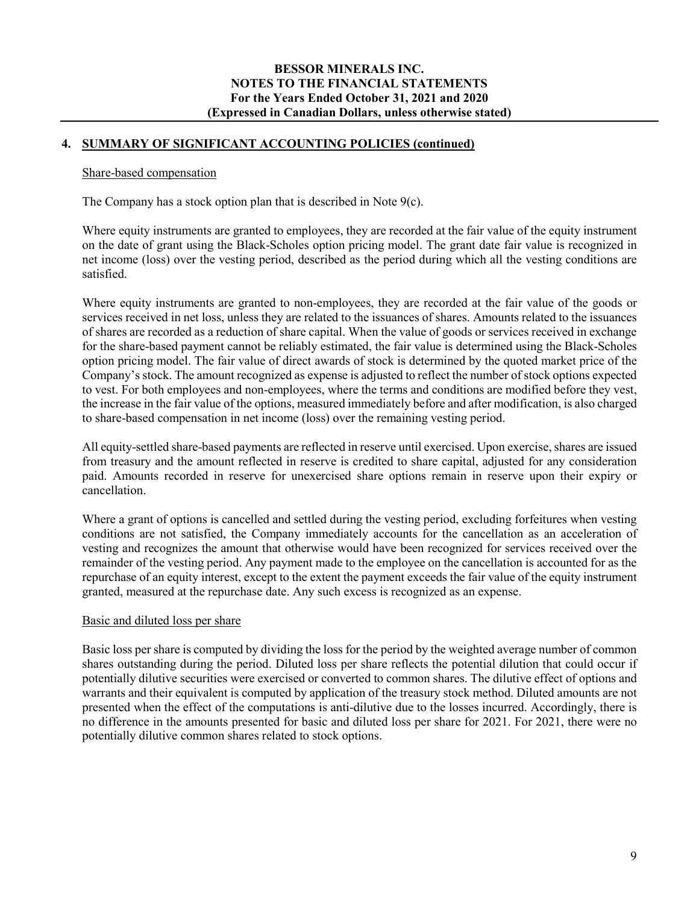## 4. SUMMARY OF SIGNIFICANT ACCOUNTING POLICIES (continued)

Share-based compensation

The Company has a stock option plan that is described in Note 9(c).

Where equity instruments are granted to employees, they are recorded at the fair value of the equity instrument on the date of grant using the Black-Scholes option pricing model. The grant date fair value is recognized in net income (loss) over the vesting period, described as the period during which all the vesting conditions are satisfied.

Where equity instruments are granted to non-employees, they are recorded at the fair value of the goods or services received in net loss, unless they are related to the issuances of shares. Amounts related to the issuances of shares are recorded as a reduction of share capital. When the value of goods or services received in exchange for the share-based payment cannot be reliably estimated, the fair value is determined using the Black-Scholes option pricing model. The fair value of direct awards of stock is determined by the quoted market price of the Company's stock. The amount recognized as expense is adjusted to reflect the number of stock options expected to vest. For both employees and non-employees, where the terms and conditions are modified before they vest, the increase in the fair value of the options, measured immediately before and after modification, is also charged to share-based compensation in net income (loss) over the remaining vesting period.

All equity-settled share-based payments are reflected in reserve until exercised. Upon exercise, shares are issued from treasury and the amount reflected in reserve is credited to share capital, adjusted for any consideration paid. Amounts recorded in reserve for unexercised share options remain in reserve upon their expiry or cancellation.

Where a grant of options is cancelled and settled during the vesting period, excluding forfeitures when vesting conditions are not satisfied, the Company immediately accounts for the cancellation as an acceleration of vesting and recognizes the amount that otherwise would have been recognized for services received over the remainder of the vesting period. Any payment made to the employee on the cancellation is accounted for as the repurchase of an equity interest, except to the extent the payment exceeds the fair value of the equity instrument granted, measured at the repurchase date. Any such excess is recognized as an expense.

Basic and diluted loss per share

Basic loss per share is computed by dividing the loss for the period by the weighted average number of common shares outstanding during the period. Diluted loss per share reflects the potential dilution that could occur if potentially dilutive securities were exercised or converted to common shares. The dilutive effect of options and warrants and their equivalent is computed by application of the treasury stock method. Diluted amounts are not presented when the effect of the computations is anti-dilutive due to the losses incurred. Accordingly, there is no difference in the amounts presented for basic and diluted loss per share for 2021. For 2021, there were no potentially dilutive common shares related to stock options.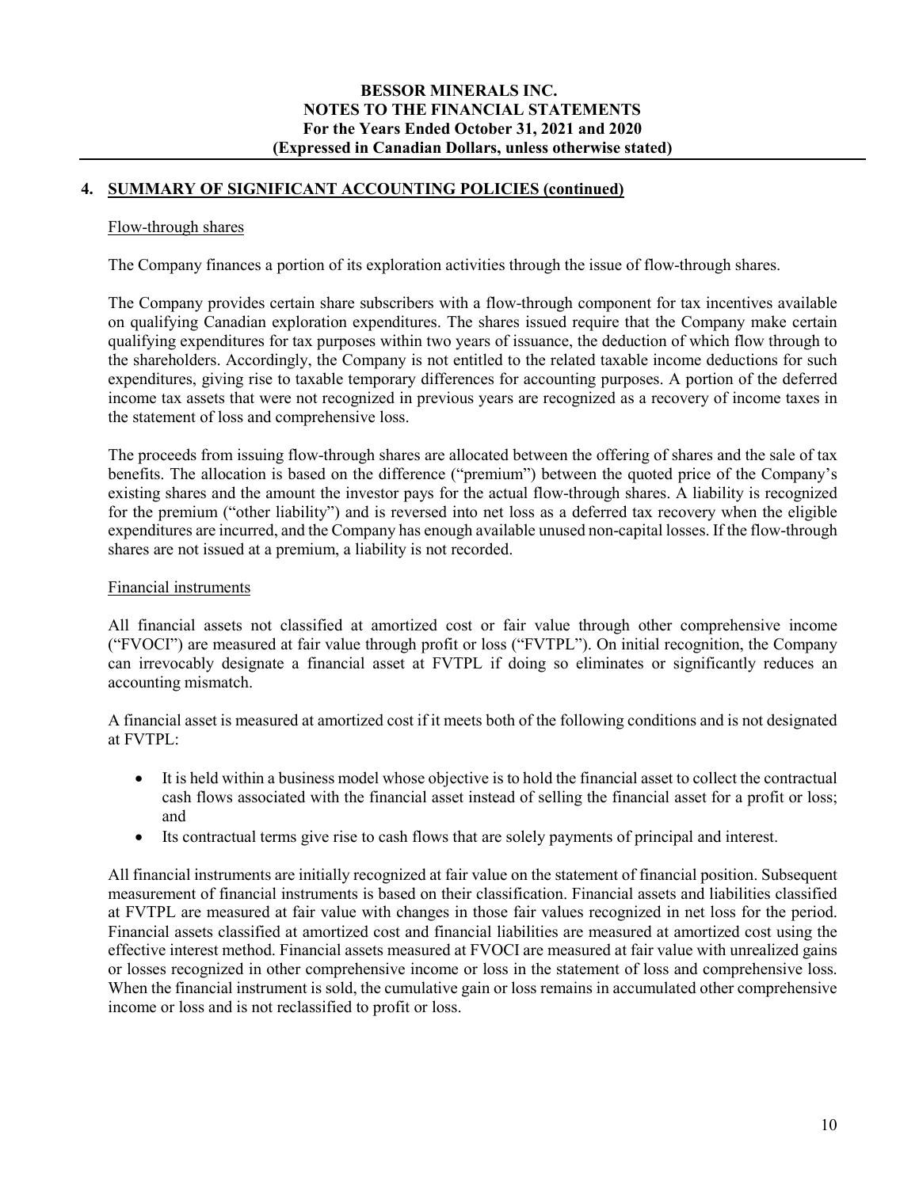## 4. SUMMARY OF SIGNIFICANT ACCOUNTING POLICIES (continued)

### Flow-through shares

The Company finances a portion of its exploration activities through the issue of flow-through shares.

The Company provides certain share subscribers with a flow-through component for tax incentives available on qualifying Canadian exploration expenditures. The shares issued require that the Company make certain qualifying expenditures for tax purposes within two years of issuance, the deduction of which flow through to the shareholders. Accordingly, the Company is not entitled to the related taxable income deductions for such expenditures, giving rise to taxable temporary differences for accounting purposes. A portion of the deferred income tax assets that were not recognized in previous years are recognized as a recovery of income taxes in the statement of loss and comprehensive loss.

The proceeds from issuing flow-through shares are allocated between the offering of shares and the sale of tax benefits. The allocation is based on the difference ("premium") between the quoted price of the Company's existing shares and the amount the investor pays for the actual flow-through shares. A liability is recognized for the premium ("other liability") and is reversed into net loss as a deferred tax recovery when the eligible expenditures are incurred, and the Company has enough available unused non-capital losses. If the flow-through shares are not issued at a premium, a liability is not recorded.

### Financial instruments

All financial assets not classified at amortized cost or fair value through other comprehensive income ("FVOCI") are measured at fair value through profit or loss ("FVTPL"). On initial recognition, the Company can irrevocably designate a financial asset at FVTPL if doing so eliminates or significantly reduces an accounting mismatch.

A financial asset is measured at amortized cost if it meets both of the following conditions and is not designated at FVTPL:

- It is held within a business model whose objective is to hold the financial asset to collect the contractual cash flows associated with the financial asset instead of selling the financial asset for a profit or loss; and
- Its contractual terms give rise to cash flows that are solely payments of principal and interest.

All financial instruments are initially recognized at fair value on the statement of financial position. Subsequent measurement of financial instruments is based on their classification. Financial assets and liabilities classified at FVTPL are measured at fair value with changes in those fair values recognized in net loss for the period. Financial assets classified at amortized cost and financial liabilities are measured at amortized cost using the effective interest method. Financial assets measured at FVOCI are measured at fair value with unrealized gains or losses recognized in other comprehensive income or loss in the statement of loss and comprehensive loss. When the financial instrument is sold, the cumulative gain or loss remains in accumulated other comprehensive income or loss and is not reclassified to profit or loss.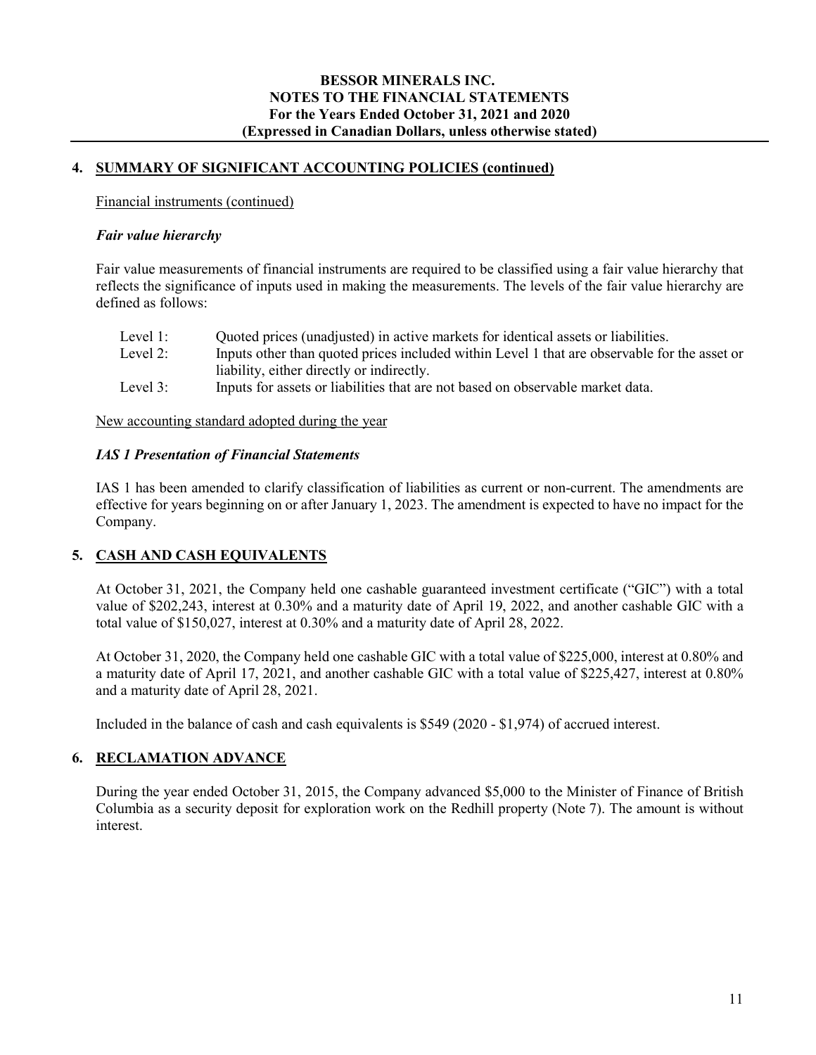## 4. SUMMARY OF SIGNIFICANT ACCOUNTING POLICIES (continued)

Financial instruments (continued)

***Fair value hierarchy***

Fair value measurements of financial instruments are required to be classified using a fair value hierarchy that reflects the significance of inputs used in making the measurements. The levels of the fair value hierarchy are defined as follows:

| | |
|---|---|
| Level 1: | Quoted prices (unadjusted) in active markets for identical assets or liabilities. |
| Level 2: | Inputs other than quoted prices included within Level 1 that are observable for the asset or liability, either directly or indirectly. |
| Level 3: | Inputs for assets or liabilities that are not based on observable market data. |

New accounting standard adopted during the year

***IAS 1 Presentation of Financial Statements***

IAS 1 has been amended to clarify classification of liabilities as current or non-current. The amendments are effective for years beginning on or after January 1, 2023. The amendment is expected to have no impact for the Company.

## 5. CASH AND CASH EQUIVALENTS

At October 31, 2021, the Company held one cashable guaranteed investment certificate ("GIC") with a total value of $202,243, interest at 0.30% and a maturity date of April 19, 2022, and another cashable GIC with a total value of $150,027, interest at 0.30% and a maturity date of April 28, 2022.

At October 31, 2020, the Company held one cashable GIC with a total value of $225,000, interest at 0.80% and a maturity date of April 17, 2021, and another cashable GIC with a total value of $225,427, interest at 0.80% and a maturity date of April 28, 2021.

Included in the balance of cash and cash equivalents is $549 (2020 - $1,974) of accrued interest.

## 6. RECLAMATION ADVANCE

During the year ended October 31, 2015, the Company advanced $5,000 to the Minister of Finance of British Columbia as a security deposit for exploration work on the Redhill property (Note 7). The amount is without interest.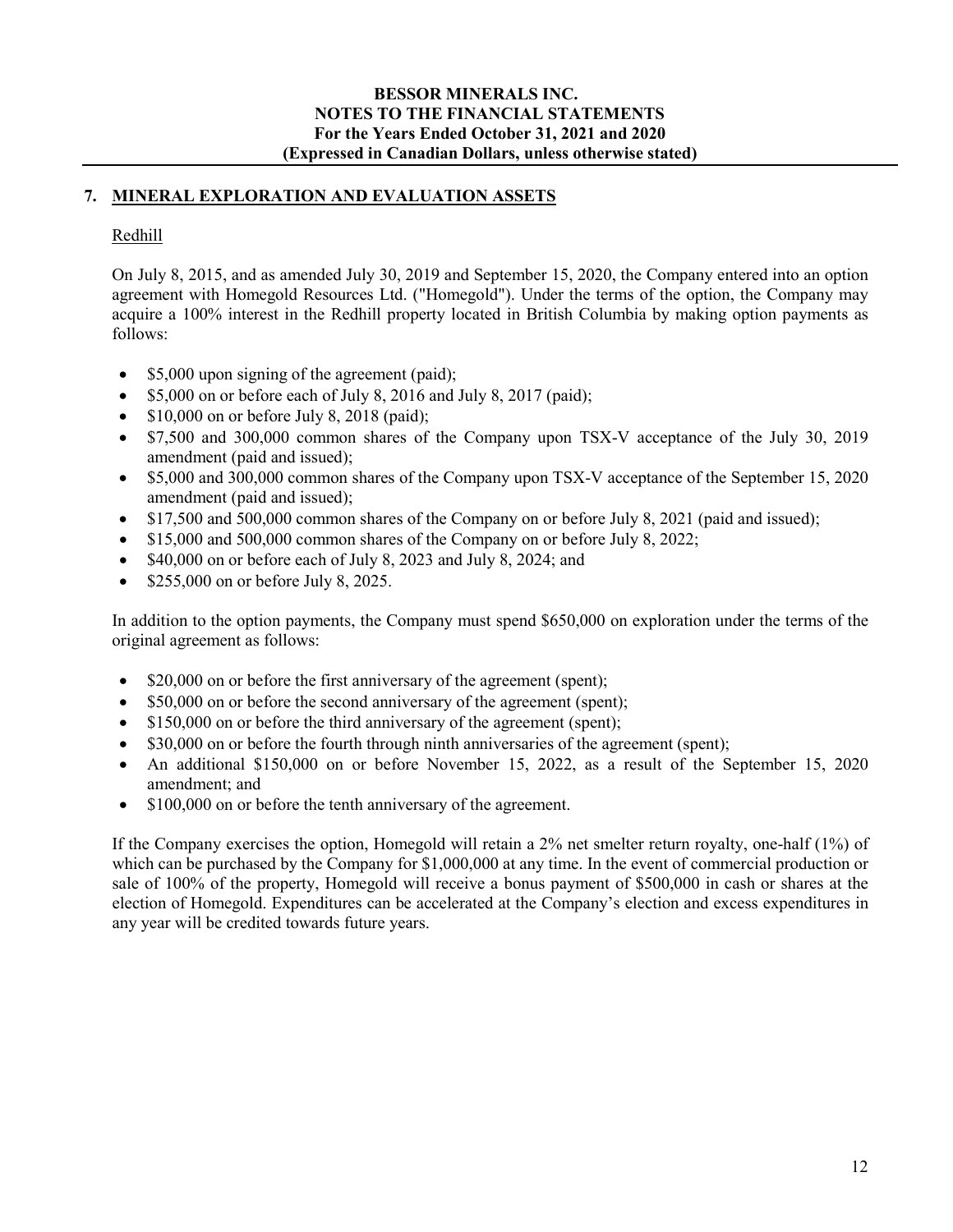## 7. MINERAL EXPLORATION AND EVALUATION ASSETS

Redhill

On July 8, 2015, and as amended July 30, 2019 and September 15, 2020, the Company entered into an option agreement with Homegold Resources Ltd. ("Homegold"). Under the terms of the option, the Company may acquire a 100% interest in the Redhill property located in British Columbia by making option payments as follows:

- $5,000 upon signing of the agreement (paid);
- $5,000 on or before each of July 8, 2016 and July 8, 2017 (paid);
- $10,000 on or before July 8, 2018 (paid);
- $7,500 and 300,000 common shares of the Company upon TSX-V acceptance of the July 30, 2019 amendment (paid and issued);
- $5,000 and 300,000 common shares of the Company upon TSX-V acceptance of the September 15, 2020 amendment (paid and issued);
- $17,500 and 500,000 common shares of the Company on or before July 8, 2021 (paid and issued);
- $15,000 and 500,000 common shares of the Company on or before July 8, 2022;
- $40,000 on or before each of July 8, 2023 and July 8, 2024; and
- $255,000 on or before July 8, 2025.

In addition to the option payments, the Company must spend $650,000 on exploration under the terms of the original agreement as follows:

- $20,000 on or before the first anniversary of the agreement (spent);
- $50,000 on or before the second anniversary of the agreement (spent);
- $150,000 on or before the third anniversary of the agreement (spent);
- $30,000 on or before the fourth through ninth anniversaries of the agreement (spent);
- An additional $150,000 on or before November 15, 2022, as a result of the September 15, 2020 amendment; and
- $100,000 on or before the tenth anniversary of the agreement.

If the Company exercises the option, Homegold will retain a 2% net smelter return royalty, one-half (1%) of which can be purchased by the Company for $1,000,000 at any time. In the event of commercial production or sale of 100% of the property, Homegold will receive a bonus payment of $500,000 in cash or shares at the election of Homegold. Expenditures can be accelerated at the Company's election and excess expenditures in any year will be credited towards future years.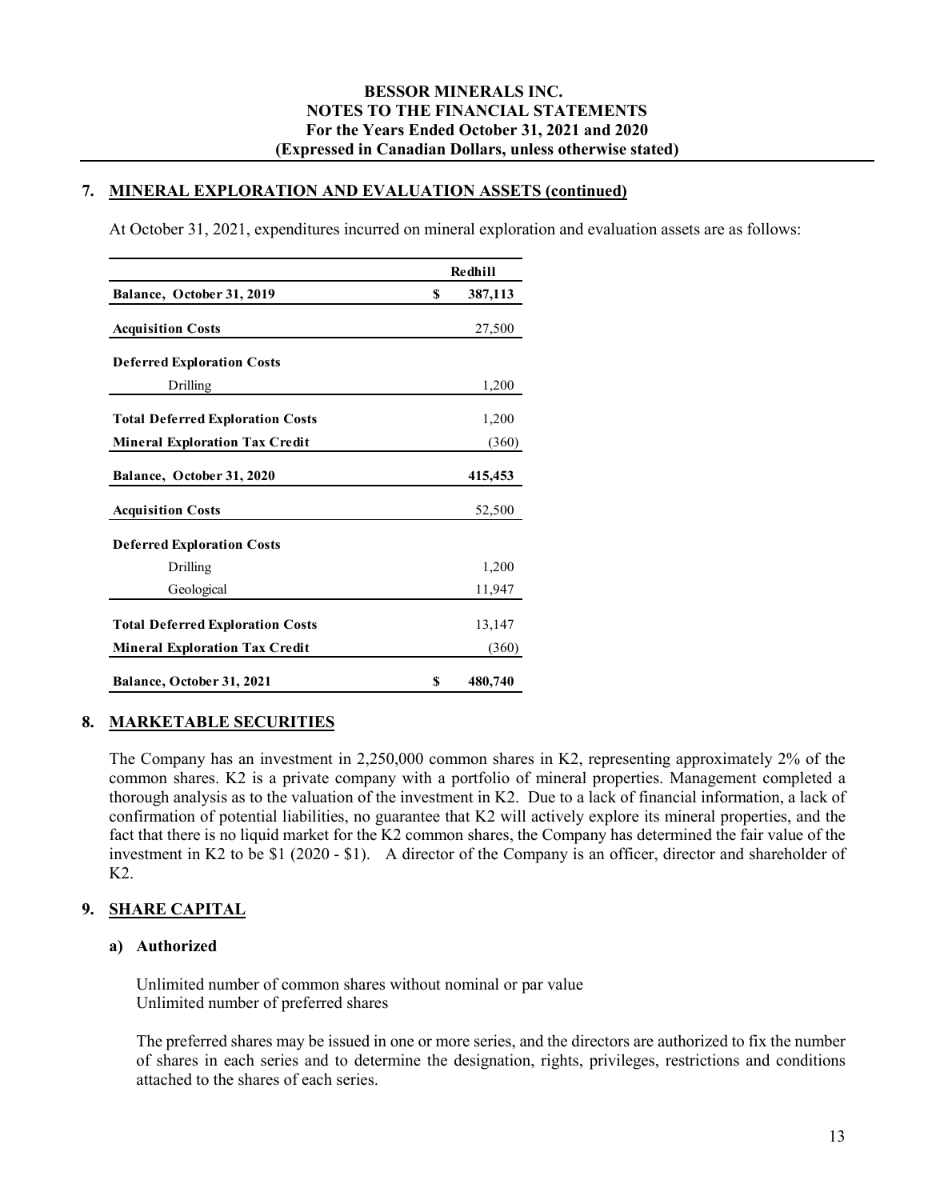## 7. MINERAL EXPLORATION AND EVALUATION ASSETS (continued)

At October 31, 2021, expenditures incurred on mineral exploration and evaluation assets are as follows:

| | Redhill |
|---|---|
| **Balance, October 31, 2019** | $ 387,113 |
| **Acquisition Costs** | 27,500 |
| **Deferred Exploration Costs** | |
| Drilling | 1,200 |
| **Total Deferred Exploration Costs** | 1,200 |
| **Mineral Exploration Tax Credit** | (360) |
| **Balance, October 31, 2020** | 415,453 |
| **Acquisition Costs** | 52,500 |
| **Deferred Exploration Costs** | |
| Drilling | 1,200 |
| Geological | 11,947 |
| **Total Deferred Exploration Costs** | 13,147 |
| **Mineral Exploration Tax Credit** | (360) |
| **Balance, October 31, 2021** | $ 480,740 |

## 8. MARKETABLE SECURITIES

The Company has an investment in 2,250,000 common shares in K2, representing approximately 2% of the common shares. K2 is a private company with a portfolio of mineral properties. Management completed a thorough analysis as to the valuation of the investment in K2. Due to a lack of financial information, a lack of confirmation of potential liabilities, no guarantee that K2 will actively explore its mineral properties, and the fact that there is no liquid market for the K2 common shares, the Company has determined the fair value of the investment in K2 to be $1 (2020 - $1). A director of the Company is an officer, director and shareholder of K2.

## 9. SHARE CAPITAL

### a) Authorized

Unlimited number of common shares without nominal or par value
Unlimited number of preferred shares

The preferred shares may be issued in one or more series, and the directors are authorized to fix the number of shares in each series and to determine the designation, rights, privileges, restrictions and conditions attached to the shares of each series.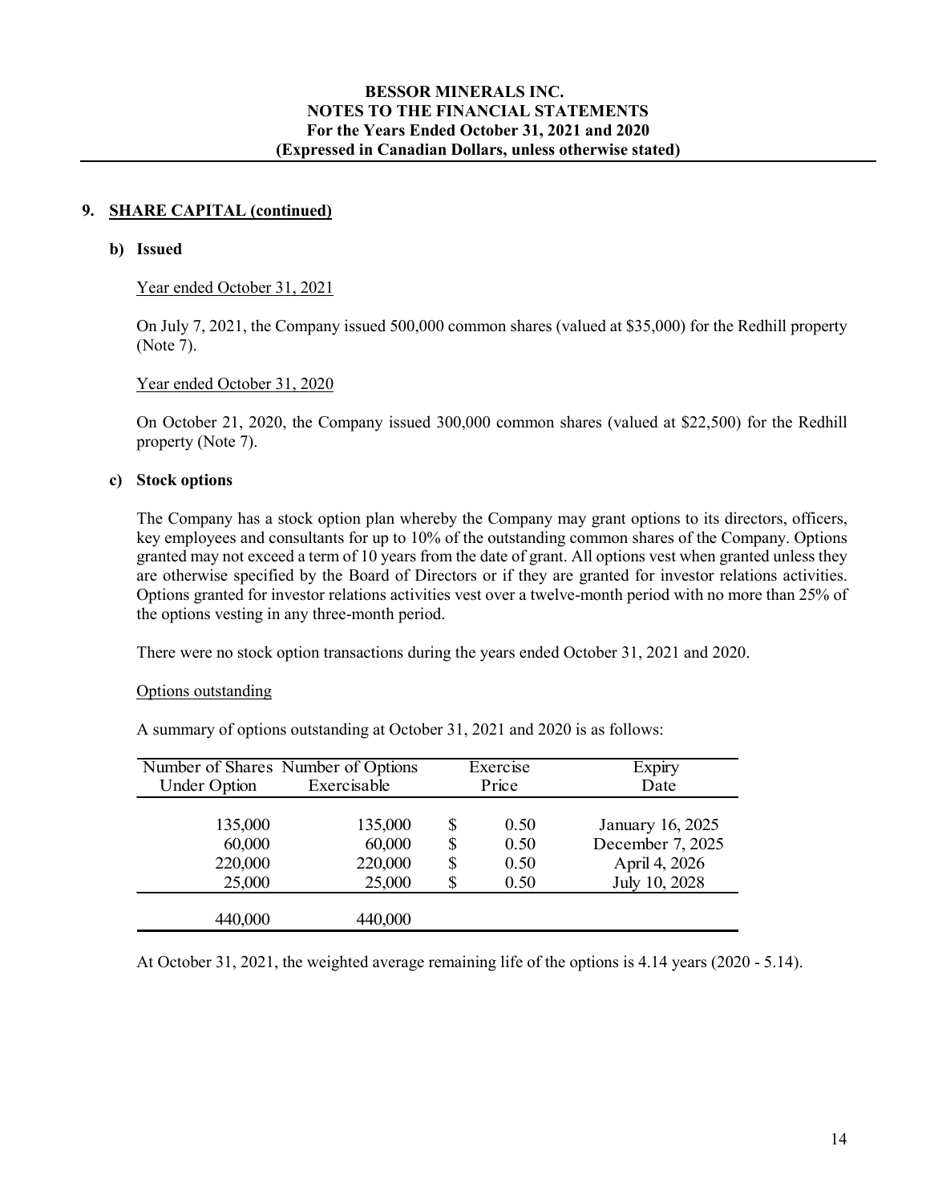## 9. SHARE CAPITAL (continued)

### b) Issued

Year ended October 31, 2021

On July 7, 2021, the Company issued 500,000 common shares (valued at $35,000) for the Redhill property (Note 7).

Year ended October 31, 2020

On October 21, 2020, the Company issued 300,000 common shares (valued at $22,500) for the Redhill property (Note 7).

### c) Stock options

The Company has a stock option plan whereby the Company may grant options to its directors, officers, key employees and consultants for up to 10% of the outstanding common shares of the Company. Options granted may not exceed a term of 10 years from the date of grant. All options vest when granted unless they are otherwise specified by the Board of Directors or if they are granted for investor relations activities. Options granted for investor relations activities vest over a twelve-month period with no more than 25% of the options vesting in any three-month period.

There were no stock option transactions during the years ended October 31, 2021 and 2020.

Options outstanding

A summary of options outstanding at October 31, 2021 and 2020 is as follows:

| Number of Shares Under Option | Number of Options Exercisable | Exercise Price | Expiry Date |
|---|---|---|---|
| 135,000 | 135,000 | $ 0.50 | January 16, 2025 |
| 60,000 | 60,000 | $ 0.50 | December 7, 2025 |
| 220,000 | 220,000 | $ 0.50 | April 4, 2026 |
| 25,000 | 25,000 | $ 0.50 | July 10, 2028 |
| 440,000 | 440,000 | | |

At October 31, 2021, the weighted average remaining life of the options is 4.14 years (2020 - 5.14).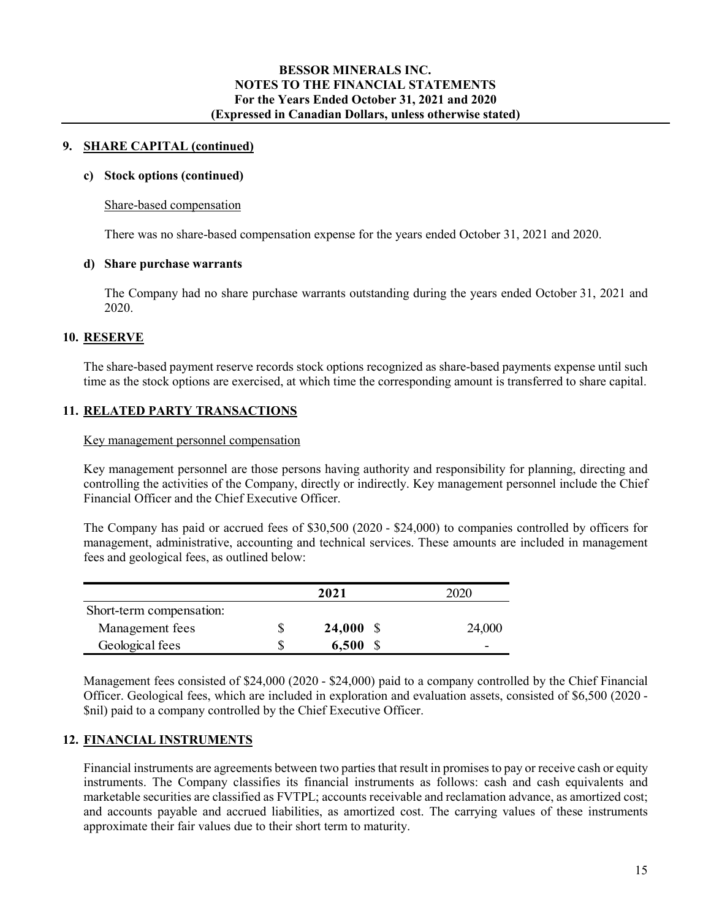## 9. SHARE CAPITAL (continued)

### c) Stock options (continued)

Share-based compensation

There was no share-based compensation expense for the years ended October 31, 2021 and 2020.

### d) Share purchase warrants

The Company had no share purchase warrants outstanding during the years ended October 31, 2021 and 2020.

## 10. RESERVE

The share-based payment reserve records stock options recognized as share-based payments expense until such time as the stock options are exercised, at which time the corresponding amount is transferred to share capital.

## 11. RELATED PARTY TRANSACTIONS

Key management personnel compensation

Key management personnel are those persons having authority and responsibility for planning, directing and controlling the activities of the Company, directly or indirectly. Key management personnel include the Chief Financial Officer and the Chief Executive Officer.

The Company has paid or accrued fees of $30,500 (2020 - $24,000) to companies controlled by officers for management, administrative, accounting and technical services. These amounts are included in management fees and geological fees, as outlined below:

| | **2021** | 2020 |
|---|---|---|
| Short-term compensation: | | |
| Management fees | $ **24,000** | $ 24,000 |
| Geological fees | $ **6,500** | $ - |

Management fees consisted of $24,000 (2020 - $24,000) paid to a company controlled by the Chief Financial Officer. Geological fees, which are included in exploration and evaluation assets, consisted of $6,500 (2020 - $nil) paid to a company controlled by the Chief Executive Officer.

## 12. FINANCIAL INSTRUMENTS

Financial instruments are agreements between two parties that result in promises to pay or receive cash or equity instruments. The Company classifies its financial instruments as follows: cash and cash equivalents and marketable securities are classified as FVTPL; accounts receivable and reclamation advance, as amortized cost; and accounts payable and accrued liabilities, as amortized cost. The carrying values of these instruments approximate their fair values due to their short term to maturity.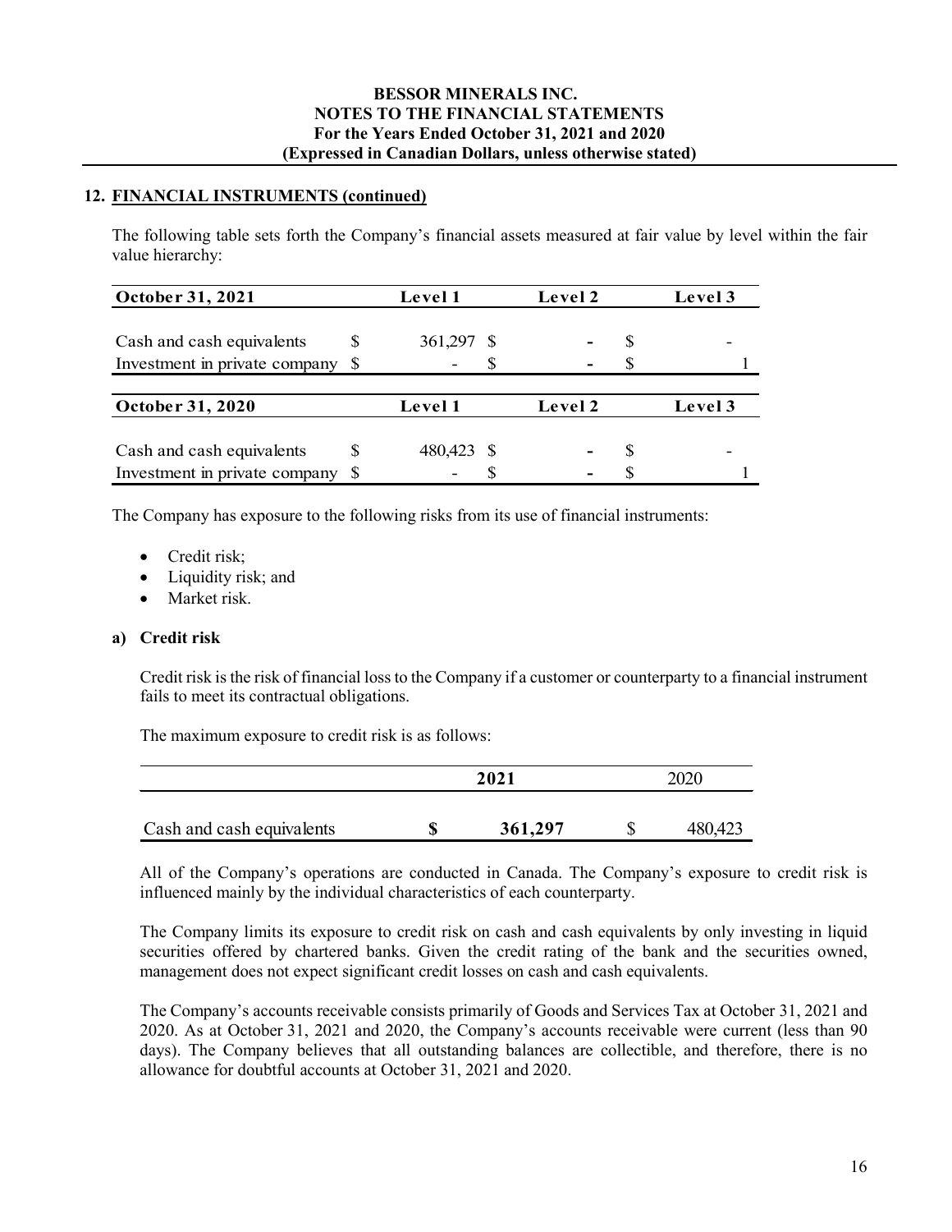## 12. FINANCIAL INSTRUMENTS (continued)

The following table sets forth the Company's financial assets measured at fair value by level within the fair value hierarchy:

| October 31, 2021 | Level 1 | Level 2 | Level 3 |
|---|---|---|---|
| Cash and cash equivalents | $ 361,297 | $ - | $ - |
| Investment in private company | $ - | $ - | $ 1 |
| **October 31, 2020** | **Level 1** | **Level 2** | **Level 3** |
| Cash and cash equivalents | $ 480,423 | $ - | $ - |
| Investment in private company | $ - | $ - | $ 1 |

The Company has exposure to the following risks from its use of financial instruments:

- Credit risk;
- Liquidity risk; and
- Market risk.

### a) Credit risk

Credit risk is the risk of financial loss to the Company if a customer or counterparty to a financial instrument fails to meet its contractual obligations.

The maximum exposure to credit risk is as follows:

| | **2021** | 2020 |
|---|---|---|
| Cash and cash equivalents | **$ 361,297** | $ 480,423 |

All of the Company's operations are conducted in Canada. The Company's exposure to credit risk is influenced mainly by the individual characteristics of each counterparty.

The Company limits its exposure to credit risk on cash and cash equivalents by only investing in liquid securities offered by chartered banks. Given the credit rating of the bank and the securities owned, management does not expect significant credit losses on cash and cash equivalents.

The Company's accounts receivable consists primarily of Goods and Services Tax at October 31, 2021 and 2020. As at October 31, 2021 and 2020, the Company's accounts receivable were current (less than 90 days). The Company believes that all outstanding balances are collectible, and therefore, there is no allowance for doubtful accounts at October 31, 2021 and 2020.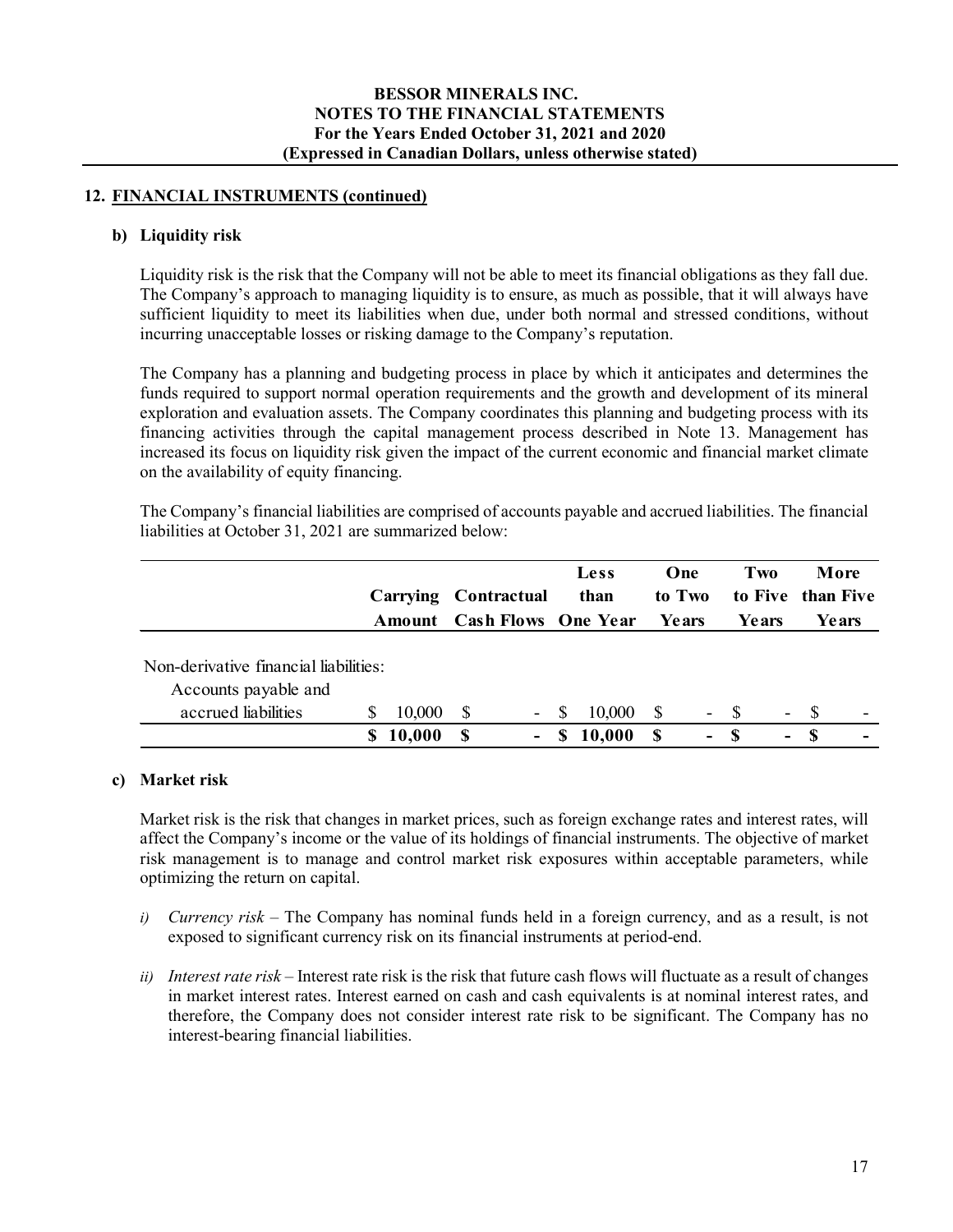## 12. FINANCIAL INSTRUMENTS (continued)

### b) Liquidity risk

Liquidity risk is the risk that the Company will not be able to meet its financial obligations as they fall due. The Company's approach to managing liquidity is to ensure, as much as possible, that it will always have sufficient liquidity to meet its liabilities when due, under both normal and stressed conditions, without incurring unacceptable losses or risking damage to the Company's reputation.

The Company has a planning and budgeting process in place by which it anticipates and determines the funds required to support normal operation requirements and the growth and development of its mineral exploration and evaluation assets. The Company coordinates this planning and budgeting process with its financing activities through the capital management process described in Note 13. Management has increased its focus on liquidity risk given the impact of the current economic and financial market climate on the availability of equity financing.

The Company's financial liabilities are comprised of accounts payable and accrued liabilities. The financial liabilities at October 31, 2021 are summarized below:

| | Carrying Amount | Contractual Cash Flows | Less than One Year | One to Two Years | Two to Five Years | More than Five Years |
|---|---|---|---|---|---|---|
| Non-derivative financial liabilities: | | | | | | |
| Accounts payable and accrued liabilities | $ 10,000 | $ - | $ 10,000 | $ - | $ - | $ - |
| | **$ 10,000** | **$ -** | **$ 10,000** | **$ -** | **$ -** | **$ -** |

### c) Market risk

Market risk is the risk that changes in market prices, such as foreign exchange rates and interest rates, will affect the Company's income or the value of its holdings of financial instruments. The objective of market risk management is to manage and control market risk exposures within acceptable parameters, while optimizing the return on capital.

*i) Currency risk* – The Company has nominal funds held in a foreign currency, and as a result, is not exposed to significant currency risk on its financial instruments at period-end.

*ii) Interest rate risk* – Interest rate risk is the risk that future cash flows will fluctuate as a result of changes in market interest rates. Interest earned on cash and cash equivalents is at nominal interest rates, and therefore, the Company does not consider interest rate risk to be significant. The Company has no interest-bearing financial liabilities.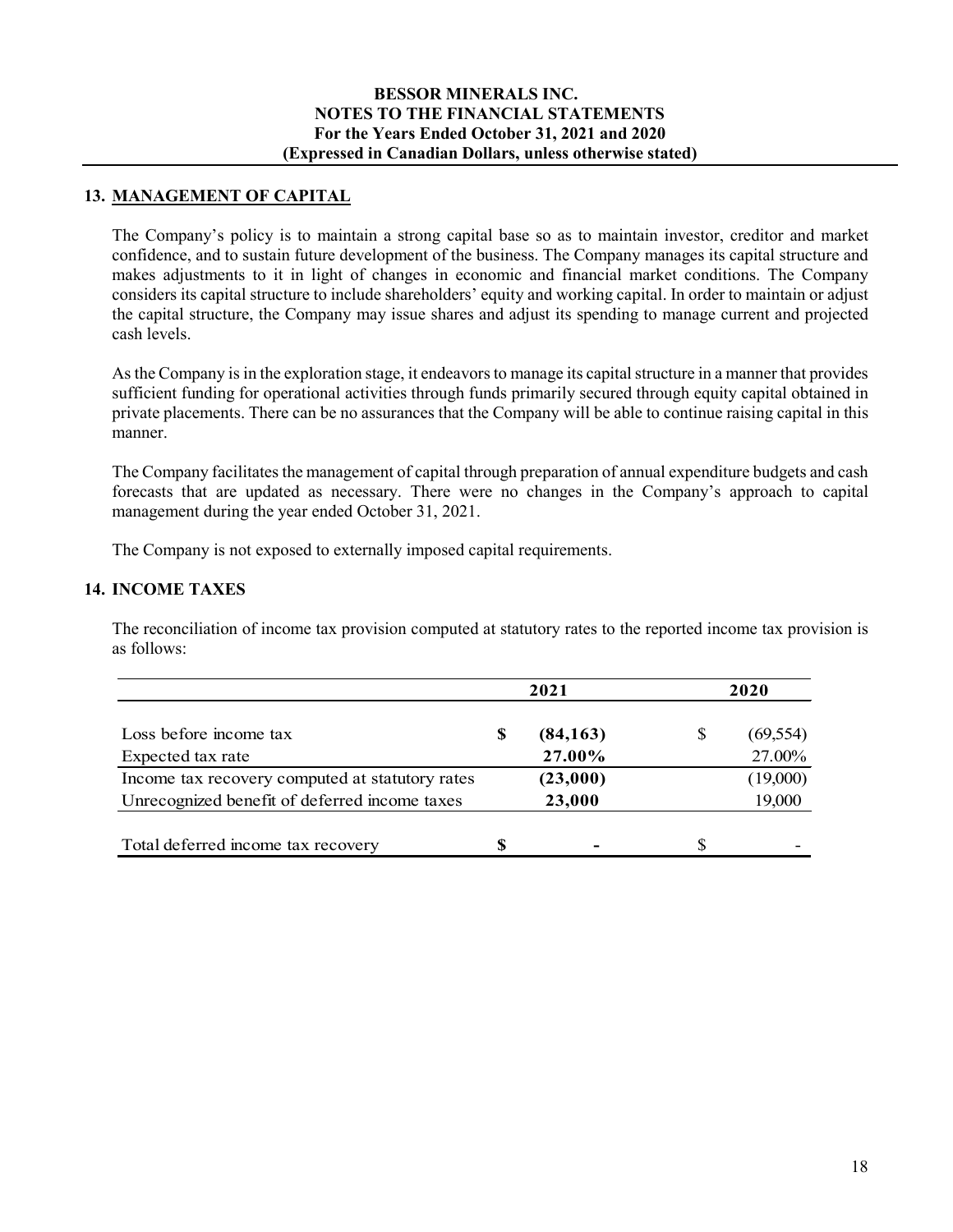## 13. MANAGEMENT OF CAPITAL

The Company's policy is to maintain a strong capital base so as to maintain investor, creditor and market confidence, and to sustain future development of the business. The Company manages its capital structure and makes adjustments to it in light of changes in economic and financial market conditions. The Company considers its capital structure to include shareholders' equity and working capital. In order to maintain or adjust the capital structure, the Company may issue shares and adjust its spending to manage current and projected cash levels.

As the Company is in the exploration stage, it endeavors to manage its capital structure in a manner that provides sufficient funding for operational activities through funds primarily secured through equity capital obtained in private placements. There can be no assurances that the Company will be able to continue raising capital in this manner.

The Company facilitates the management of capital through preparation of annual expenditure budgets and cash forecasts that are updated as necessary. There were no changes in the Company's approach to capital management during the year ended October 31, 2021.

The Company is not exposed to externally imposed capital requirements.

## 14. INCOME TAXES

The reconciliation of income tax provision computed at statutory rates to the reported income tax provision is as follows:

| | | 2021 | | 2020 |
|---|---|---|---|---|
| Loss before income tax | **$** | **(84,163)** | $ | (69,554) |
| Expected tax rate | | **27.00%** | | 27.00% |
| Income tax recovery computed at statutory rates | | **(23,000)** | | (19,000) |
| Unrecognized benefit of deferred income taxes | | **23,000** | | 19,000 |
| Total deferred income tax recovery | **$** | **-** | $ | - |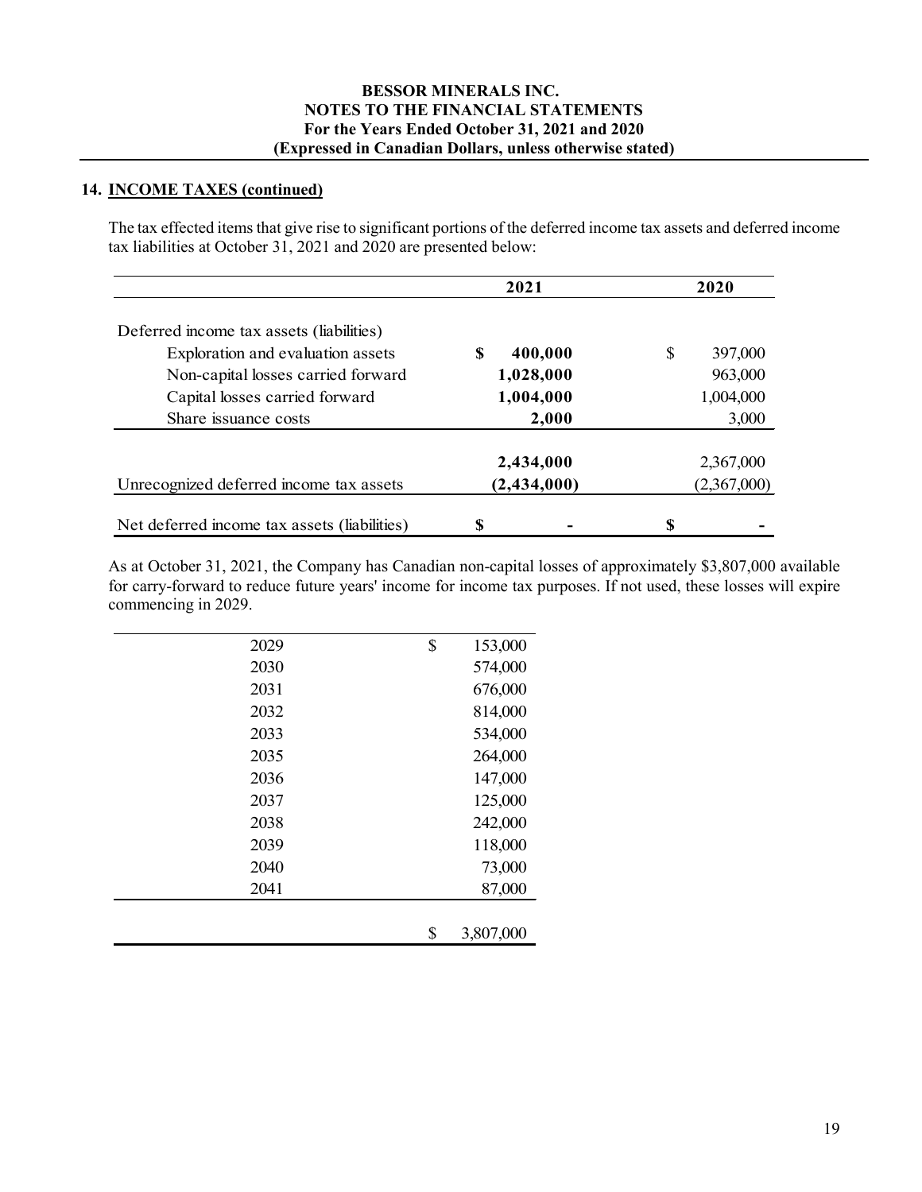## 14. INCOME TAXES (continued)

The tax effected items that give rise to significant portions of the deferred income tax assets and deferred income tax liabilities at October 31, 2021 and 2020 are presented below:

| | 2021 | 2020 |
|---|---|---|
| Deferred income tax assets (liabilities) | | |
| Exploration and evaluation assets | **$ 400,000** | $ 397,000 |
| Non-capital losses carried forward | **1,028,000** | 963,000 |
| Capital losses carried forward | **1,004,000** | 1,004,000 |
| Share issuance costs | **2,000** | 3,000 |
| | **2,434,000** | 2,367,000 |
| Unrecognized deferred income tax assets | **(2,434,000)** | (2,367,000) |
| Net deferred income tax assets (liabilities) | **$ -** | **$ -** |

As at October 31, 2021, the Company has Canadian non-capital losses of approximately $3,807,000 available for carry-forward to reduce future years' income for income tax purposes. If not used, these losses will expire commencing in 2029.

| | |
|---|---|
| 2029 | $ 153,000 |
| 2030 | 574,000 |
| 2031 | 676,000 |
| 2032 | 814,000 |
| 2033 | 534,000 |
| 2035 | 264,000 |
| 2036 | 147,000 |
| 2037 | 125,000 |
| 2038 | 242,000 |
| 2039 | 118,000 |
| 2040 | 73,000 |
| 2041 | 87,000 |
| | $ 3,807,000 |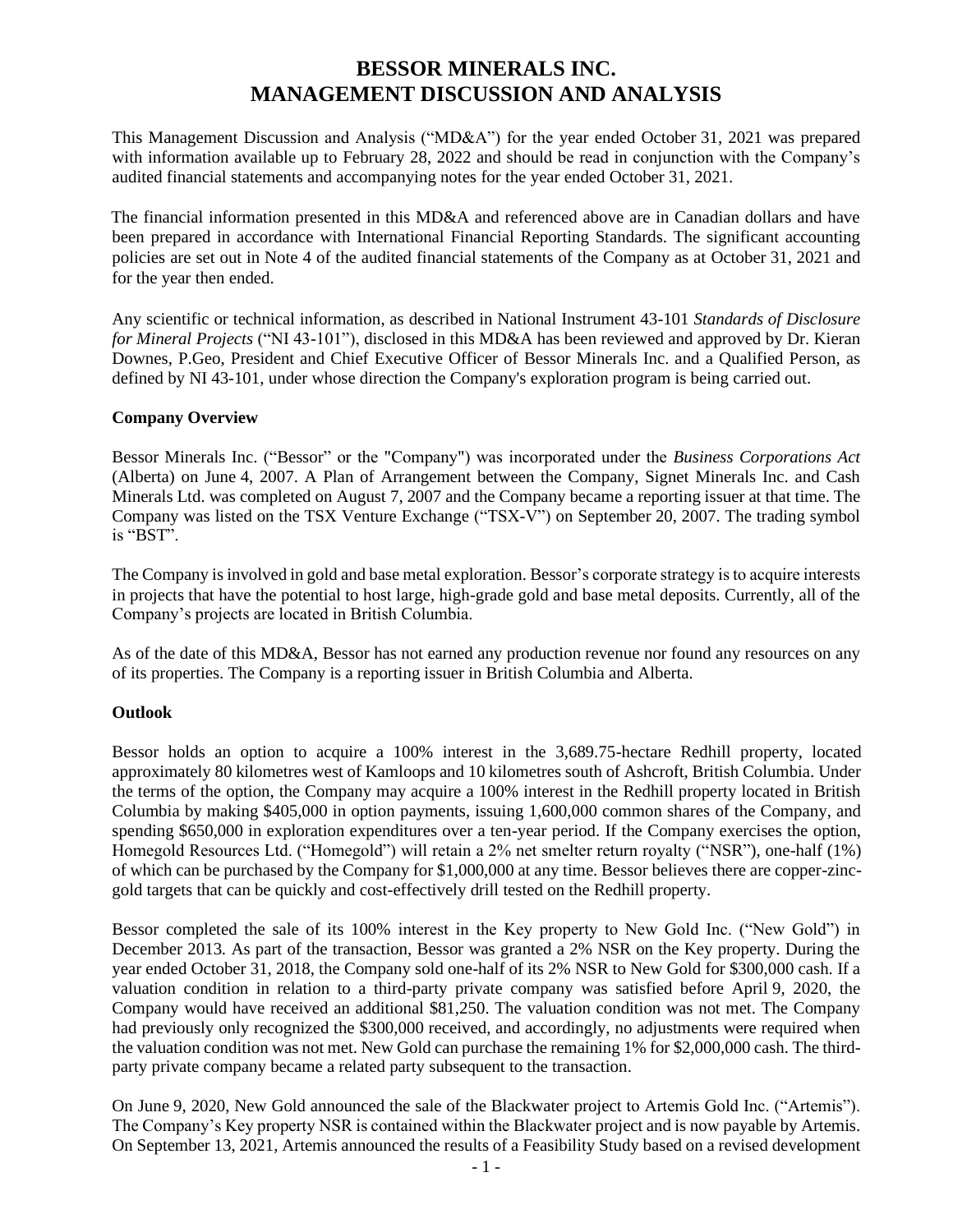# BESSOR MINERALS INC.
# MANAGEMENT DISCUSSION AND ANALYSIS

This Management Discussion and Analysis ("MD&A") for the year ended October 31, 2021 was prepared with information available up to February 28, 2022 and should be read in conjunction with the Company's audited financial statements and accompanying notes for the year ended October 31, 2021.

The financial information presented in this MD&A and referenced above are in Canadian dollars and have been prepared in accordance with International Financial Reporting Standards. The significant accounting policies are set out in Note 4 of the audited financial statements of the Company as at October 31, 2021 and for the year then ended.

Any scientific or technical information, as described in National Instrument 43-101 *Standards of Disclosure for Mineral Projects* ("NI 43-101"), disclosed in this MD&A has been reviewed and approved by Dr. Kieran Downes, P.Geo, President and Chief Executive Officer of Bessor Minerals Inc. and a Qualified Person, as defined by NI 43-101, under whose direction the Company's exploration program is being carried out.

**Company Overview**

Bessor Minerals Inc. ("Bessor" or the "Company") was incorporated under the *Business Corporations Act* (Alberta) on June 4, 2007. A Plan of Arrangement between the Company, Signet Minerals Inc. and Cash Minerals Ltd. was completed on August 7, 2007 and the Company became a reporting issuer at that time. The Company was listed on the TSX Venture Exchange ("TSX-V") on September 20, 2007. The trading symbol is "BST".

The Company is involved in gold and base metal exploration. Bessor's corporate strategy is to acquire interests in projects that have the potential to host large, high-grade gold and base metal deposits. Currently, all of the Company's projects are located in British Columbia.

As of the date of this MD&A, Bessor has not earned any production revenue nor found any resources on any of its properties. The Company is a reporting issuer in British Columbia and Alberta.

**Outlook**

Bessor holds an option to acquire a 100% interest in the 3,689.75-hectare Redhill property, located approximately 80 kilometres west of Kamloops and 10 kilometres south of Ashcroft, British Columbia. Under the terms of the option, the Company may acquire a 100% interest in the Redhill property located in British Columbia by making $405,000 in option payments, issuing 1,600,000 common shares of the Company, and spending $650,000 in exploration expenditures over a ten-year period. If the Company exercises the option, Homegold Resources Ltd. ("Homegold") will retain a 2% net smelter return royalty ("NSR"), one-half (1%) of which can be purchased by the Company for $1,000,000 at any time. Bessor believes there are copper-zinc-gold targets that can be quickly and cost-effectively drill tested on the Redhill property.

Bessor completed the sale of its 100% interest in the Key property to New Gold Inc. ("New Gold") in December 2013. As part of the transaction, Bessor was granted a 2% NSR on the Key property. During the year ended October 31, 2018, the Company sold one-half of its 2% NSR to New Gold for $300,000 cash. If a valuation condition in relation to a third-party private company was satisfied before April 9, 2020, the Company would have received an additional $81,250. The valuation condition was not met. The Company had previously only recognized the $300,000 received, and accordingly, no adjustments were required when the valuation condition was not met. New Gold can purchase the remaining 1% for $2,000,000 cash. The third-party private company became a related party subsequent to the transaction.

On June 9, 2020, New Gold announced the sale of the Blackwater project to Artemis Gold Inc. ("Artemis"). The Company's Key property NSR is contained within the Blackwater project and is now payable by Artemis. On September 13, 2021, Artemis announced the results of a Feasibility Study based on a revised development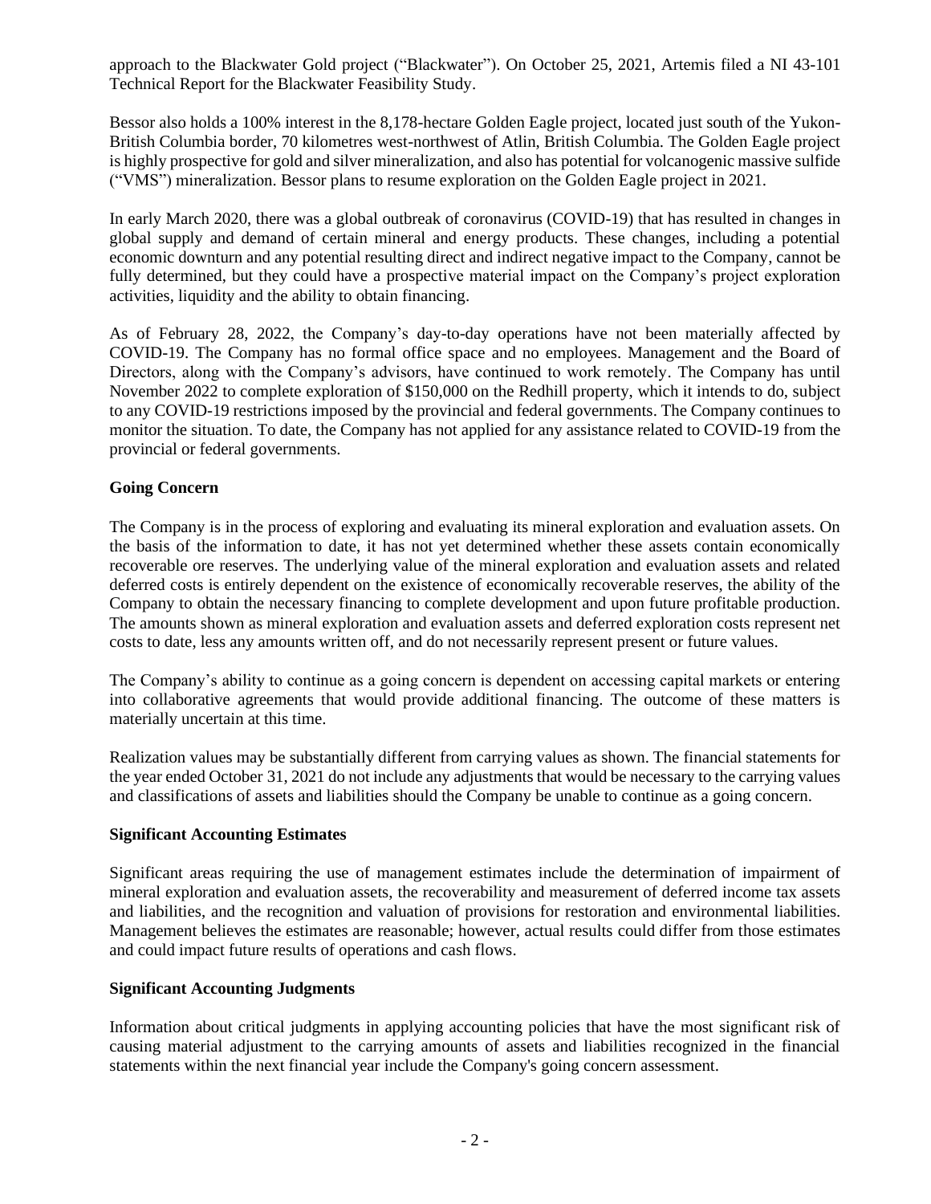approach to the Blackwater Gold project ("Blackwater"). On October 25, 2021, Artemis filed a NI 43-101 Technical Report for the Blackwater Feasibility Study.

Bessor also holds a 100% interest in the 8,178-hectare Golden Eagle project, located just south of the Yukon-British Columbia border, 70 kilometres west-northwest of Atlin, British Columbia. The Golden Eagle project is highly prospective for gold and silver mineralization, and also has potential for volcanogenic massive sulfide ("VMS") mineralization. Bessor plans to resume exploration on the Golden Eagle project in 2021.

In early March 2020, there was a global outbreak of coronavirus (COVID-19) that has resulted in changes in global supply and demand of certain mineral and energy products. These changes, including a potential economic downturn and any potential resulting direct and indirect negative impact to the Company, cannot be fully determined, but they could have a prospective material impact on the Company's project exploration activities, liquidity and the ability to obtain financing.

As of February 28, 2022, the Company's day-to-day operations have not been materially affected by COVID-19. The Company has no formal office space and no employees. Management and the Board of Directors, along with the Company's advisors, have continued to work remotely. The Company has until November 2022 to complete exploration of $150,000 on the Redhill property, which it intends to do, subject to any COVID-19 restrictions imposed by the provincial and federal governments. The Company continues to monitor the situation. To date, the Company has not applied for any assistance related to COVID-19 from the provincial or federal governments.

**Going Concern**

The Company is in the process of exploring and evaluating its mineral exploration and evaluation assets. On the basis of the information to date, it has not yet determined whether these assets contain economically recoverable ore reserves. The underlying value of the mineral exploration and evaluation assets and related deferred costs is entirely dependent on the existence of economically recoverable reserves, the ability of the Company to obtain the necessary financing to complete development and upon future profitable production. The amounts shown as mineral exploration and evaluation assets and deferred exploration costs represent net costs to date, less any amounts written off, and do not necessarily represent present or future values.

The Company's ability to continue as a going concern is dependent on accessing capital markets or entering into collaborative agreements that would provide additional financing. The outcome of these matters is materially uncertain at this time.

Realization values may be substantially different from carrying values as shown. The financial statements for the year ended October 31, 2021 do not include any adjustments that would be necessary to the carrying values and classifications of assets and liabilities should the Company be unable to continue as a going concern.

**Significant Accounting Estimates**

Significant areas requiring the use of management estimates include the determination of impairment of mineral exploration and evaluation assets, the recoverability and measurement of deferred income tax assets and liabilities, and the recognition and valuation of provisions for restoration and environmental liabilities. Management believes the estimates are reasonable; however, actual results could differ from those estimates and could impact future results of operations and cash flows.

**Significant Accounting Judgments**

Information about critical judgments in applying accounting policies that have the most significant risk of causing material adjustment to the carrying amounts of assets and liabilities recognized in the financial statements within the next financial year include the Company's going concern assessment.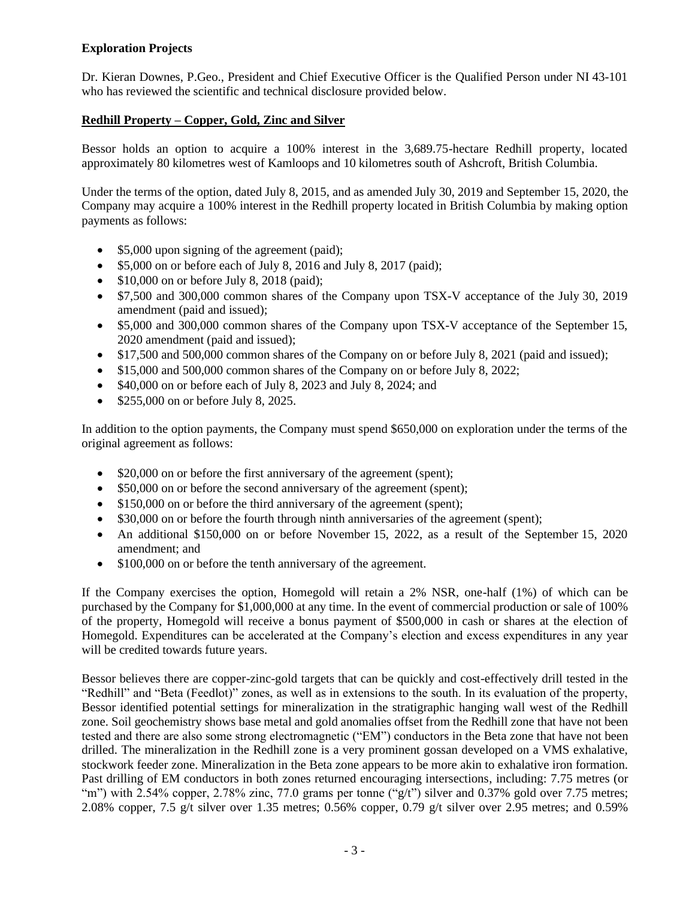**Exploration Projects**

Dr. Kieran Downes, P.Geo., President and Chief Executive Officer is the Qualified Person under NI 43-101 who has reviewed the scientific and technical disclosure provided below.

**Redhill Property – Copper, Gold, Zinc and Silver**

Bessor holds an option to acquire a 100% interest in the 3,689.75-hectare Redhill property, located approximately 80 kilometres west of Kamloops and 10 kilometres south of Ashcroft, British Columbia.

Under the terms of the option, dated July 8, 2015, and as amended July 30, 2019 and September 15, 2020, the Company may acquire a 100% interest in the Redhill property located in British Columbia by making option payments as follows:

- \$5,000 upon signing of the agreement (paid);
- \$5,000 on or before each of July 8, 2016 and July 8, 2017 (paid);
- \$10,000 on or before July 8, 2018 (paid);
- \$7,500 and 300,000 common shares of the Company upon TSX-V acceptance of the July 30, 2019 amendment (paid and issued);
- \$5,000 and 300,000 common shares of the Company upon TSX-V acceptance of the September 15, 2020 amendment (paid and issued);
- \$17,500 and 500,000 common shares of the Company on or before July 8, 2021 (paid and issued);
- \$15,000 and 500,000 common shares of the Company on or before July 8, 2022;
- \$40,000 on or before each of July 8, 2023 and July 8, 2024; and
- \$255,000 on or before July 8, 2025.

In addition to the option payments, the Company must spend \$650,000 on exploration under the terms of the original agreement as follows:

- \$20,000 on or before the first anniversary of the agreement (spent);
- \$50,000 on or before the second anniversary of the agreement (spent);
- \$150,000 on or before the third anniversary of the agreement (spent);
- \$30,000 on or before the fourth through ninth anniversaries of the agreement (spent);
- An additional \$150,000 on or before November 15, 2022, as a result of the September 15, 2020 amendment; and
- \$100,000 on or before the tenth anniversary of the agreement.

If the Company exercises the option, Homegold will retain a 2% NSR, one-half (1%) of which can be purchased by the Company for \$1,000,000 at any time. In the event of commercial production or sale of 100% of the property, Homegold will receive a bonus payment of \$500,000 in cash or shares at the election of Homegold. Expenditures can be accelerated at the Company's election and excess expenditures in any year will be credited towards future years.

Bessor believes there are copper-zinc-gold targets that can be quickly and cost-effectively drill tested in the "Redhill" and "Beta (Feedlot)" zones, as well as in extensions to the south. In its evaluation of the property, Bessor identified potential settings for mineralization in the stratigraphic hanging wall west of the Redhill zone. Soil geochemistry shows base metal and gold anomalies offset from the Redhill zone that have not been tested and there are also some strong electromagnetic ("EM") conductors in the Beta zone that have not been drilled. The mineralization in the Redhill zone is a very prominent gossan developed on a VMS exhalative, stockwork feeder zone. Mineralization in the Beta zone appears to be more akin to exhalative iron formation. Past drilling of EM conductors in both zones returned encouraging intersections, including: 7.75 metres (or "m") with 2.54% copper, 2.78% zinc, 77.0 grams per tonne ("g/t") silver and 0.37% gold over 7.75 metres; 2.08% copper, 7.5 g/t silver over 1.35 metres; 0.56% copper, 0.79 g/t silver over 2.95 metres; and 0.59%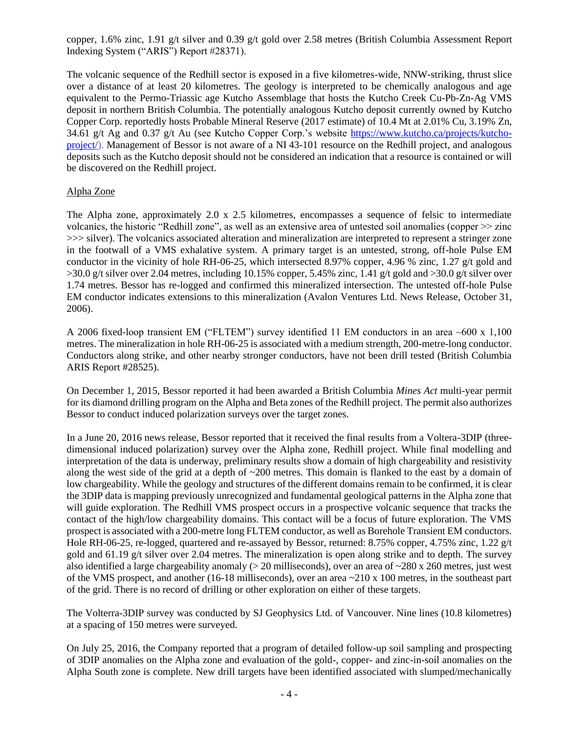copper, 1.6% zinc, 1.91 g/t silver and 0.39 g/t gold over 2.58 metres (British Columbia Assessment Report Indexing System ("ARIS") Report #28371).

The volcanic sequence of the Redhill sector is exposed in a five kilometres-wide, NNW-striking, thrust slice over a distance of at least 20 kilometres. The geology is interpreted to be chemically analogous and age equivalent to the Permo-Triassic age Kutcho Assemblage that hosts the Kutcho Creek Cu-Pb-Zn-Ag VMS deposit in northern British Columbia. The potentially analogous Kutcho deposit currently owned by Kutcho Copper Corp. reportedly hosts Probable Mineral Reserve (2017 estimate) of 10.4 Mt at 2.01% Cu, 3.19% Zn, 34.61 g/t Ag and 0.37 g/t Au (see Kutcho Copper Corp.'s website https://www.kutcho.ca/projects/kutcho-project/). Management of Bessor is not aware of a NI 43-101 resource on the Redhill project, and analogous deposits such as the Kutcho deposit should not be considered an indication that a resource is contained or will be discovered on the Redhill project.

Alpha Zone

The Alpha zone, approximately 2.0 x 2.5 kilometres, encompasses a sequence of felsic to intermediate volcanics, the historic "Redhill zone", as well as an extensive area of untested soil anomalies (copper >> zinc >>> silver). The volcanics associated alteration and mineralization are interpreted to represent a stringer zone in the footwall of a VMS exhalative system. A primary target is an untested, strong, off-hole Pulse EM conductor in the vicinity of hole RH-06-25, which intersected 8.97% copper, 4.96 % zinc, 1.27 g/t gold and >30.0 g/t silver over 2.04 metres, including 10.15% copper, 5.45% zinc, 1.41 g/t gold and >30.0 g/t silver over 1.74 metres. Bessor has re-logged and confirmed this mineralized intersection. The untested off-hole Pulse EM conductor indicates extensions to this mineralization (Avalon Ventures Ltd. News Release, October 31, 2006).

A 2006 fixed-loop transient EM ("FLTEM") survey identified 11 EM conductors in an area ~600 x 1,100 metres. The mineralization in hole RH-06-25 is associated with a medium strength, 200-metre-long conductor. Conductors along strike, and other nearby stronger conductors, have not been drill tested (British Columbia ARIS Report #28525).

On December 1, 2015, Bessor reported it had been awarded a British Columbia *Mines Act* multi-year permit for its diamond drilling program on the Alpha and Beta zones of the Redhill project. The permit also authorizes Bessor to conduct induced polarization surveys over the target zones.

In a June 20, 2016 news release, Bessor reported that it received the final results from a Voltera-3DIP (three-dimensional induced polarization) survey over the Alpha zone, Redhill project. While final modelling and interpretation of the data is underway, preliminary results show a domain of high chargeability and resistivity along the west side of the grid at a depth of ~200 metres. This domain is flanked to the east by a domain of low chargeability. While the geology and structures of the different domains remain to be confirmed, it is clear the 3DIP data is mapping previously unrecognized and fundamental geological patterns in the Alpha zone that will guide exploration. The Redhill VMS prospect occurs in a prospective volcanic sequence that tracks the contact of the high/low chargeability domains. This contact will be a focus of future exploration. The VMS prospect is associated with a 200-metre long FLTEM conductor, as well as Borehole Transient EM conductors. Hole RH-06-25, re-logged, quartered and re-assayed by Bessor, returned: 8.75% copper, 4.75% zinc, 1.22 g/t gold and 61.19 g/t silver over 2.04 metres. The mineralization is open along strike and to depth. The survey also identified a large chargeability anomaly (> 20 milliseconds), over an area of ~280 x 260 metres, just west of the VMS prospect, and another (16-18 milliseconds), over an area ~210 x 100 metres, in the southeast part of the grid. There is no record of drilling or other exploration on either of these targets.

The Volterra-3DIP survey was conducted by SJ Geophysics Ltd. of Vancouver. Nine lines (10.8 kilometres) at a spacing of 150 metres were surveyed.

On July 25, 2016, the Company reported that a program of detailed follow-up soil sampling and prospecting of 3DIP anomalies on the Alpha zone and evaluation of the gold-, copper- and zinc-in-soil anomalies on the Alpha South zone is complete. New drill targets have been identified associated with slumped/mechanically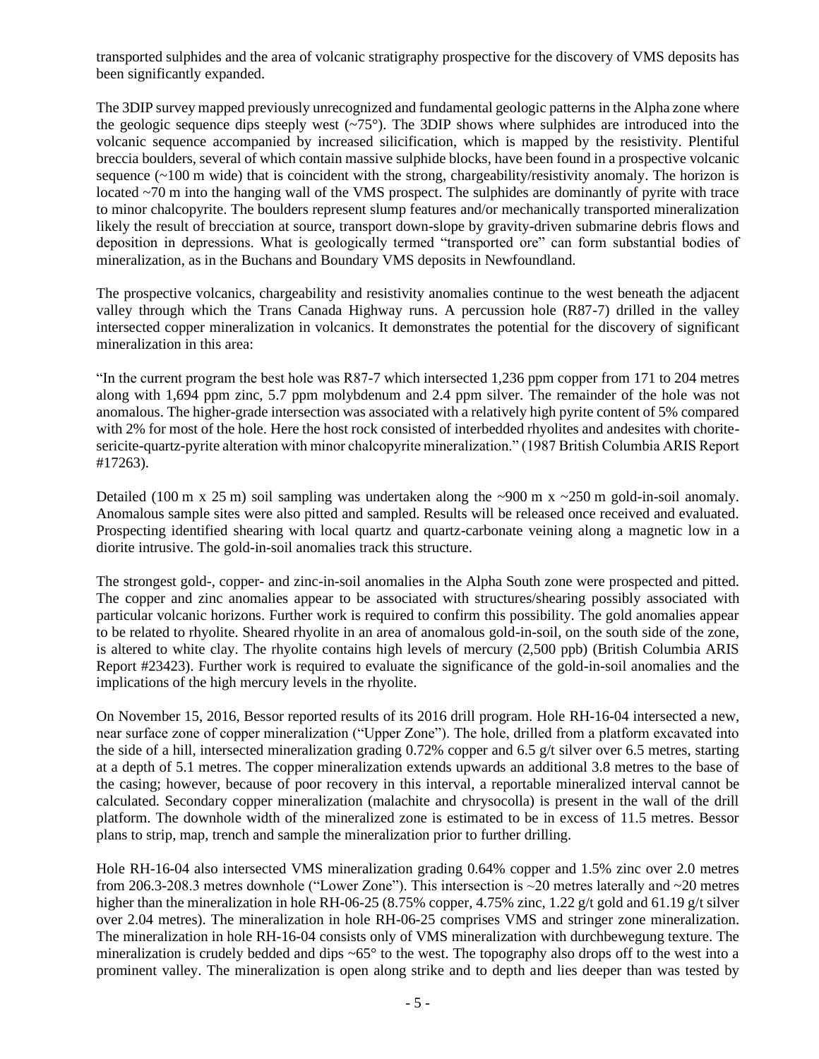transported sulphides and the area of volcanic stratigraphy prospective for the discovery of VMS deposits has been significantly expanded.

The 3DIP survey mapped previously unrecognized and fundamental geologic patterns in the Alpha zone where the geologic sequence dips steeply west (~75°). The 3DIP shows where sulphides are introduced into the volcanic sequence accompanied by increased silicification, which is mapped by the resistivity. Plentiful breccia boulders, several of which contain massive sulphide blocks, have been found in a prospective volcanic sequence (~100 m wide) that is coincident with the strong, chargeability/resistivity anomaly. The horizon is located ~70 m into the hanging wall of the VMS prospect. The sulphides are dominantly of pyrite with trace to minor chalcopyrite. The boulders represent slump features and/or mechanically transported mineralization likely the result of brecciation at source, transport down-slope by gravity-driven submarine debris flows and deposition in depressions. What is geologically termed "transported ore" can form substantial bodies of mineralization, as in the Buchans and Boundary VMS deposits in Newfoundland.

The prospective volcanics, chargeability and resistivity anomalies continue to the west beneath the adjacent valley through which the Trans Canada Highway runs. A percussion hole (R87-7) drilled in the valley intersected copper mineralization in volcanics. It demonstrates the potential for the discovery of significant mineralization in this area:

"In the current program the best hole was R87-7 which intersected 1,236 ppm copper from 171 to 204 metres along with 1,694 ppm zinc, 5.7 ppm molybdenum and 2.4 ppm silver. The remainder of the hole was not anomalous. The higher-grade intersection was associated with a relatively high pyrite content of 5% compared with 2% for most of the hole. Here the host rock consisted of interbedded rhyolites and andesites with chorite-sericite-quartz-pyrite alteration with minor chalcopyrite mineralization." (1987 British Columbia ARIS Report #17263).

Detailed (100 m x 25 m) soil sampling was undertaken along the ~900 m x ~250 m gold-in-soil anomaly. Anomalous sample sites were also pitted and sampled. Results will be released once received and evaluated. Prospecting identified shearing with local quartz and quartz-carbonate veining along a magnetic low in a diorite intrusive. The gold-in-soil anomalies track this structure.

The strongest gold-, copper- and zinc-in-soil anomalies in the Alpha South zone were prospected and pitted. The copper and zinc anomalies appear to be associated with structures/shearing possibly associated with particular volcanic horizons. Further work is required to confirm this possibility. The gold anomalies appear to be related to rhyolite. Sheared rhyolite in an area of anomalous gold-in-soil, on the south side of the zone, is altered to white clay. The rhyolite contains high levels of mercury (2,500 ppb) (British Columbia ARIS Report #23423). Further work is required to evaluate the significance of the gold-in-soil anomalies and the implications of the high mercury levels in the rhyolite.

On November 15, 2016, Bessor reported results of its 2016 drill program. Hole RH-16-04 intersected a new, near surface zone of copper mineralization ("Upper Zone"). The hole, drilled from a platform excavated into the side of a hill, intersected mineralization grading 0.72% copper and 6.5 g/t silver over 6.5 metres, starting at a depth of 5.1 metres. The copper mineralization extends upwards an additional 3.8 metres to the base of the casing; however, because of poor recovery in this interval, a reportable mineralized interval cannot be calculated. Secondary copper mineralization (malachite and chrysocolla) is present in the wall of the drill platform. The downhole width of the mineralized zone is estimated to be in excess of 11.5 metres. Bessor plans to strip, map, trench and sample the mineralization prior to further drilling.

Hole RH-16-04 also intersected VMS mineralization grading 0.64% copper and 1.5% zinc over 2.0 metres from 206.3-208.3 metres downhole ("Lower Zone"). This intersection is ~20 metres laterally and ~20 metres higher than the mineralization in hole RH-06-25 (8.75% copper, 4.75% zinc, 1.22 g/t gold and 61.19 g/t silver over 2.04 metres). The mineralization in hole RH-06-25 comprises VMS and stringer zone mineralization. The mineralization in hole RH-16-04 consists only of VMS mineralization with durchbewegung texture. The mineralization is crudely bedded and dips ~65° to the west. The topography also drops off to the west into a prominent valley. The mineralization is open along strike and to depth and lies deeper than was tested by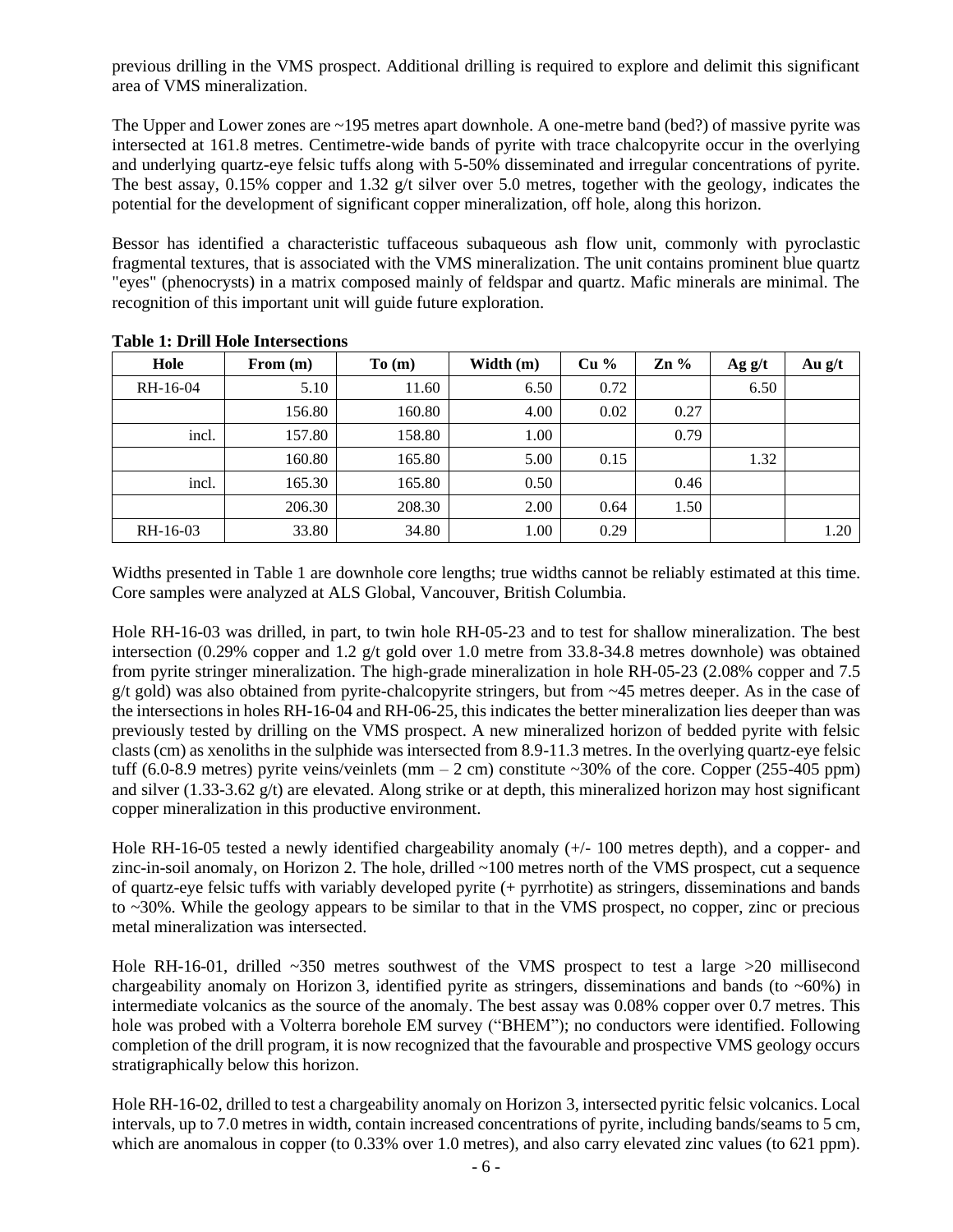previous drilling in the VMS prospect. Additional drilling is required to explore and delimit this significant area of VMS mineralization.

The Upper and Lower zones are ~195 metres apart downhole. A one-metre band (bed?) of massive pyrite was intersected at 161.8 metres. Centimetre-wide bands of pyrite with trace chalcopyrite occur in the overlying and underlying quartz-eye felsic tuffs along with 5-50% disseminated and irregular concentrations of pyrite. The best assay, 0.15% copper and 1.32 g/t silver over 5.0 metres, together with the geology, indicates the potential for the development of significant copper mineralization, off hole, along this horizon.

Bessor has identified a characteristic tuffaceous subaqueous ash flow unit, commonly with pyroclastic fragmental textures, that is associated with the VMS mineralization. The unit contains prominent blue quartz "eyes" (phenocrysts) in a matrix composed mainly of feldspar and quartz. Mafic minerals are minimal. The recognition of this important unit will guide future exploration.

**Table 1: Drill Hole Intersections**

| Hole | From (m) | To (m) | Width (m) | Cu % | Zn % | Ag g/t | Au g/t |
|---|---|---|---|---|---|---|---|
| RH-16-04 | 5.10 | 11.60 | 6.50 | 0.72 | | 6.50 | |
| | 156.80 | 160.80 | 4.00 | 0.02 | 0.27 | | |
| incl. | 157.80 | 158.80 | 1.00 | | 0.79 | | |
| | 160.80 | 165.80 | 5.00 | 0.15 | | 1.32 | |
| incl. | 165.30 | 165.80 | 0.50 | | 0.46 | | |
| | 206.30 | 208.30 | 2.00 | 0.64 | 1.50 | | |
| RH-16-03 | 33.80 | 34.80 | 1.00 | 0.29 | | | 1.20 |

Widths presented in Table 1 are downhole core lengths; true widths cannot be reliably estimated at this time. Core samples were analyzed at ALS Global, Vancouver, British Columbia.

Hole RH-16-03 was drilled, in part, to twin hole RH-05-23 and to test for shallow mineralization. The best intersection (0.29% copper and 1.2 g/t gold over 1.0 metre from 33.8-34.8 metres downhole) was obtained from pyrite stringer mineralization. The high-grade mineralization in hole RH-05-23 (2.08% copper and 7.5 g/t gold) was also obtained from pyrite-chalcopyrite stringers, but from ~45 metres deeper. As in the case of the intersections in holes RH-16-04 and RH-06-25, this indicates the better mineralization lies deeper than was previously tested by drilling on the VMS prospect. A new mineralized horizon of bedded pyrite with felsic clasts (cm) as xenoliths in the sulphide was intersected from 8.9-11.3 metres. In the overlying quartz-eye felsic tuff (6.0-8.9 metres) pyrite veins/veinlets (mm – 2 cm) constitute ~30% of the core. Copper (255-405 ppm) and silver (1.33-3.62 g/t) are elevated. Along strike or at depth, this mineralized horizon may host significant copper mineralization in this productive environment.

Hole RH-16-05 tested a newly identified chargeability anomaly (+/- 100 metres depth), and a copper- and zinc-in-soil anomaly, on Horizon 2. The hole, drilled ~100 metres north of the VMS prospect, cut a sequence of quartz-eye felsic tuffs with variably developed pyrite (+ pyrrhotite) as stringers, disseminations and bands to ~30%. While the geology appears to be similar to that in the VMS prospect, no copper, zinc or precious metal mineralization was intersected.

Hole RH-16-01, drilled ~350 metres southwest of the VMS prospect to test a large >20 millisecond chargeability anomaly on Horizon 3, identified pyrite as stringers, disseminations and bands (to ~60%) in intermediate volcanics as the source of the anomaly. The best assay was 0.08% copper over 0.7 metres. This hole was probed with a Volterra borehole EM survey ("BHEM"); no conductors were identified. Following completion of the drill program, it is now recognized that the favourable and prospective VMS geology occurs stratigraphically below this horizon.

Hole RH-16-02, drilled to test a chargeability anomaly on Horizon 3, intersected pyritic felsic volcanics. Local intervals, up to 7.0 metres in width, contain increased concentrations of pyrite, including bands/seams to 5 cm, which are anomalous in copper (to 0.33% over 1.0 metres), and also carry elevated zinc values (to 621 ppm).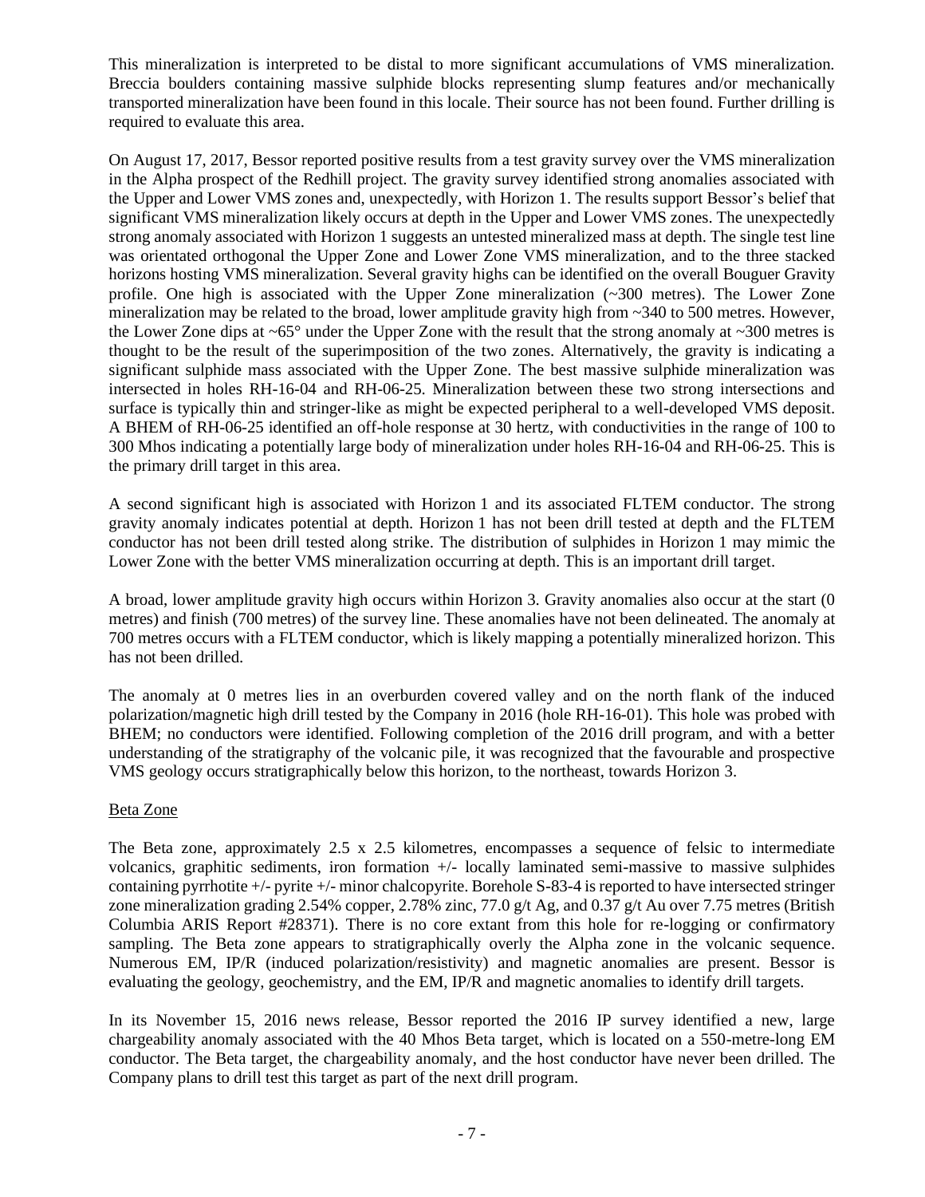This mineralization is interpreted to be distal to more significant accumulations of VMS mineralization. Breccia boulders containing massive sulphide blocks representing slump features and/or mechanically transported mineralization have been found in this locale. Their source has not been found. Further drilling is required to evaluate this area.

On August 17, 2017, Bessor reported positive results from a test gravity survey over the VMS mineralization in the Alpha prospect of the Redhill project. The gravity survey identified strong anomalies associated with the Upper and Lower VMS zones and, unexpectedly, with Horizon 1. The results support Bessor's belief that significant VMS mineralization likely occurs at depth in the Upper and Lower VMS zones. The unexpectedly strong anomaly associated with Horizon 1 suggests an untested mineralized mass at depth. The single test line was orientated orthogonal the Upper Zone and Lower Zone VMS mineralization, and to the three stacked horizons hosting VMS mineralization. Several gravity highs can be identified on the overall Bouguer Gravity profile. One high is associated with the Upper Zone mineralization (~300 metres). The Lower Zone mineralization may be related to the broad, lower amplitude gravity high from ~340 to 500 metres. However, the Lower Zone dips at ~65° under the Upper Zone with the result that the strong anomaly at ~300 metres is thought to be the result of the superimposition of the two zones. Alternatively, the gravity is indicating a significant sulphide mass associated with the Upper Zone. The best massive sulphide mineralization was intersected in holes RH-16-04 and RH-06-25. Mineralization between these two strong intersections and surface is typically thin and stringer-like as might be expected peripheral to a well-developed VMS deposit. A BHEM of RH-06-25 identified an off-hole response at 30 hertz, with conductivities in the range of 100 to 300 Mhos indicating a potentially large body of mineralization under holes RH-16-04 and RH-06-25. This is the primary drill target in this area.

A second significant high is associated with Horizon 1 and its associated FLTEM conductor. The strong gravity anomaly indicates potential at depth. Horizon 1 has not been drill tested at depth and the FLTEM conductor has not been drill tested along strike. The distribution of sulphides in Horizon 1 may mimic the Lower Zone with the better VMS mineralization occurring at depth. This is an important drill target.

A broad, lower amplitude gravity high occurs within Horizon 3. Gravity anomalies also occur at the start (0 metres) and finish (700 metres) of the survey line. These anomalies have not been delineated. The anomaly at 700 metres occurs with a FLTEM conductor, which is likely mapping a potentially mineralized horizon. This has not been drilled.

The anomaly at 0 metres lies in an overburden covered valley and on the north flank of the induced polarization/magnetic high drill tested by the Company in 2016 (hole RH-16-01). This hole was probed with BHEM; no conductors were identified. Following completion of the 2016 drill program, and with a better understanding of the stratigraphy of the volcanic pile, it was recognized that the favourable and prospective VMS geology occurs stratigraphically below this horizon, to the northeast, towards Horizon 3.

Beta Zone

The Beta zone, approximately 2.5 x 2.5 kilometres, encompasses a sequence of felsic to intermediate volcanics, graphitic sediments, iron formation +/- locally laminated semi-massive to massive sulphides containing pyrrhotite +/- pyrite +/- minor chalcopyrite. Borehole S-83-4 is reported to have intersected stringer zone mineralization grading 2.54% copper, 2.78% zinc, 77.0 g/t Ag, and 0.37 g/t Au over 7.75 metres (British Columbia ARIS Report #28371). There is no core extant from this hole for re-logging or confirmatory sampling. The Beta zone appears to stratigraphically overly the Alpha zone in the volcanic sequence. Numerous EM, IP/R (induced polarization/resistivity) and magnetic anomalies are present. Bessor is evaluating the geology, geochemistry, and the EM, IP/R and magnetic anomalies to identify drill targets.

In its November 15, 2016 news release, Bessor reported the 2016 IP survey identified a new, large chargeability anomaly associated with the 40 Mhos Beta target, which is located on a 550-metre-long EM conductor. The Beta target, the chargeability anomaly, and the host conductor have never been drilled. The Company plans to drill test this target as part of the next drill program.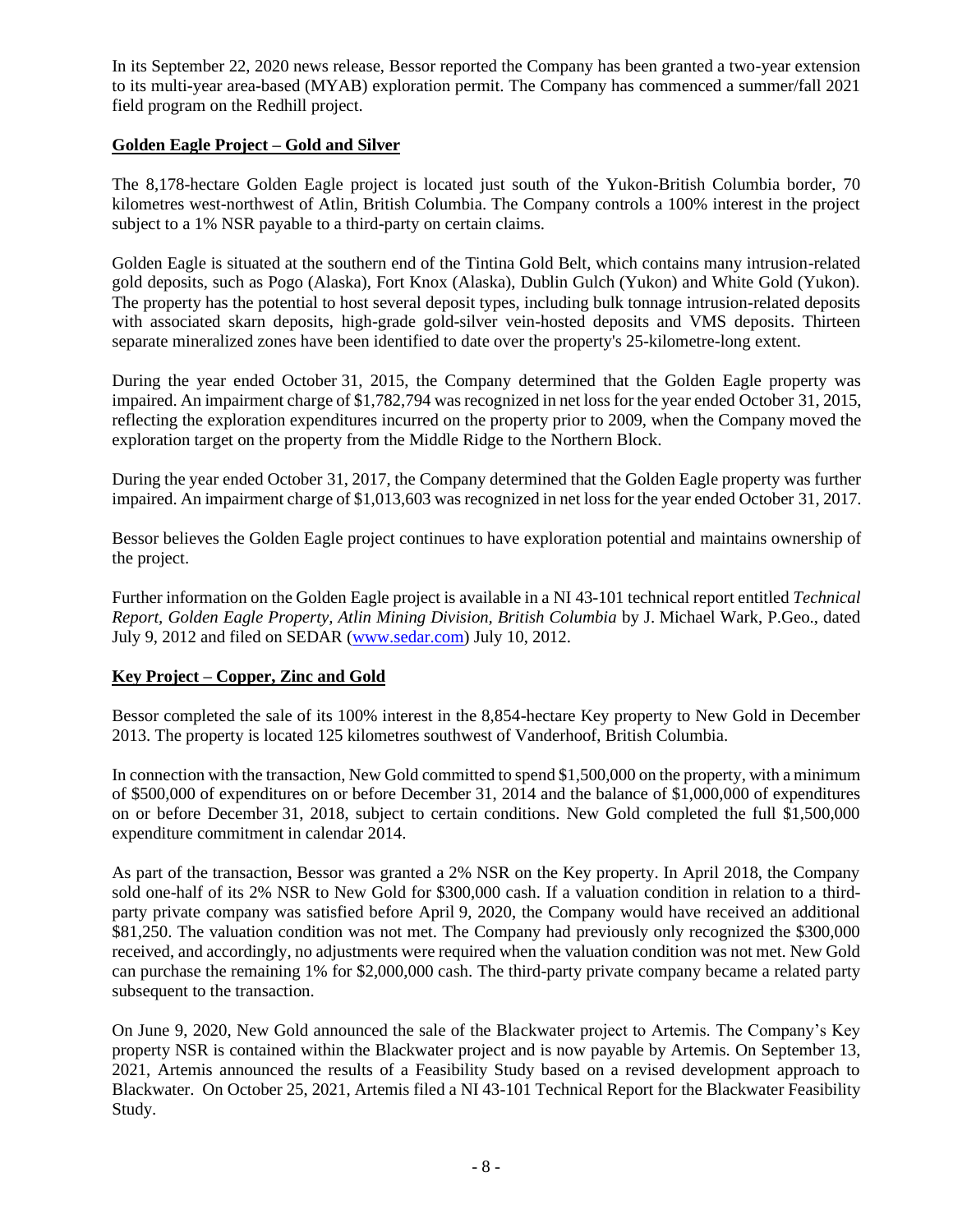In its September 22, 2020 news release, Bessor reported the Company has been granted a two-year extension to its multi-year area-based (MYAB) exploration permit. The Company has commenced a summer/fall 2021 field program on the Redhill project.

## Golden Eagle Project – Gold and Silver

The 8,178-hectare Golden Eagle project is located just south of the Yukon-British Columbia border, 70 kilometres west-northwest of Atlin, British Columbia. The Company controls a 100% interest in the project subject to a 1% NSR payable to a third-party on certain claims.

Golden Eagle is situated at the southern end of the Tintina Gold Belt, which contains many intrusion-related gold deposits, such as Pogo (Alaska), Fort Knox (Alaska), Dublin Gulch (Yukon) and White Gold (Yukon). The property has the potential to host several deposit types, including bulk tonnage intrusion-related deposits with associated skarn deposits, high-grade gold-silver vein-hosted deposits and VMS deposits. Thirteen separate mineralized zones have been identified to date over the property's 25-kilometre-long extent.

During the year ended October 31, 2015, the Company determined that the Golden Eagle property was impaired. An impairment charge of $1,782,794 was recognized in net loss for the year ended October 31, 2015, reflecting the exploration expenditures incurred on the property prior to 2009, when the Company moved the exploration target on the property from the Middle Ridge to the Northern Block.

During the year ended October 31, 2017, the Company determined that the Golden Eagle property was further impaired. An impairment charge of $1,013,603 was recognized in net loss for the year ended October 31, 2017.

Bessor believes the Golden Eagle project continues to have exploration potential and maintains ownership of the project.

Further information on the Golden Eagle project is available in a NI 43-101 technical report entitled *Technical Report, Golden Eagle Property, Atlin Mining Division, British Columbia* by J. Michael Wark, P.Geo., dated July 9, 2012 and filed on SEDAR (www.sedar.com) July 10, 2012.

## Key Project – Copper, Zinc and Gold

Bessor completed the sale of its 100% interest in the 8,854-hectare Key property to New Gold in December 2013. The property is located 125 kilometres southwest of Vanderhoof, British Columbia.

In connection with the transaction, New Gold committed to spend $1,500,000 on the property, with a minimum of $500,000 of expenditures on or before December 31, 2014 and the balance of $1,000,000 of expenditures on or before December 31, 2018, subject to certain conditions. New Gold completed the full $1,500,000 expenditure commitment in calendar 2014.

As part of the transaction, Bessor was granted a 2% NSR on the Key property. In April 2018, the Company sold one-half of its 2% NSR to New Gold for $300,000 cash. If a valuation condition in relation to a third-party private company was satisfied before April 9, 2020, the Company would have received an additional $81,250. The valuation condition was not met. The Company had previously only recognized the $300,000 received, and accordingly, no adjustments were required when the valuation condition was not met. New Gold can purchase the remaining 1% for $2,000,000 cash. The third-party private company became a related party subsequent to the transaction.

On June 9, 2020, New Gold announced the sale of the Blackwater project to Artemis. The Company's Key property NSR is contained within the Blackwater project and is now payable by Artemis. On September 13, 2021, Artemis announced the results of a Feasibility Study based on a revised development approach to Blackwater. On October 25, 2021, Artemis filed a NI 43-101 Technical Report for the Blackwater Feasibility Study.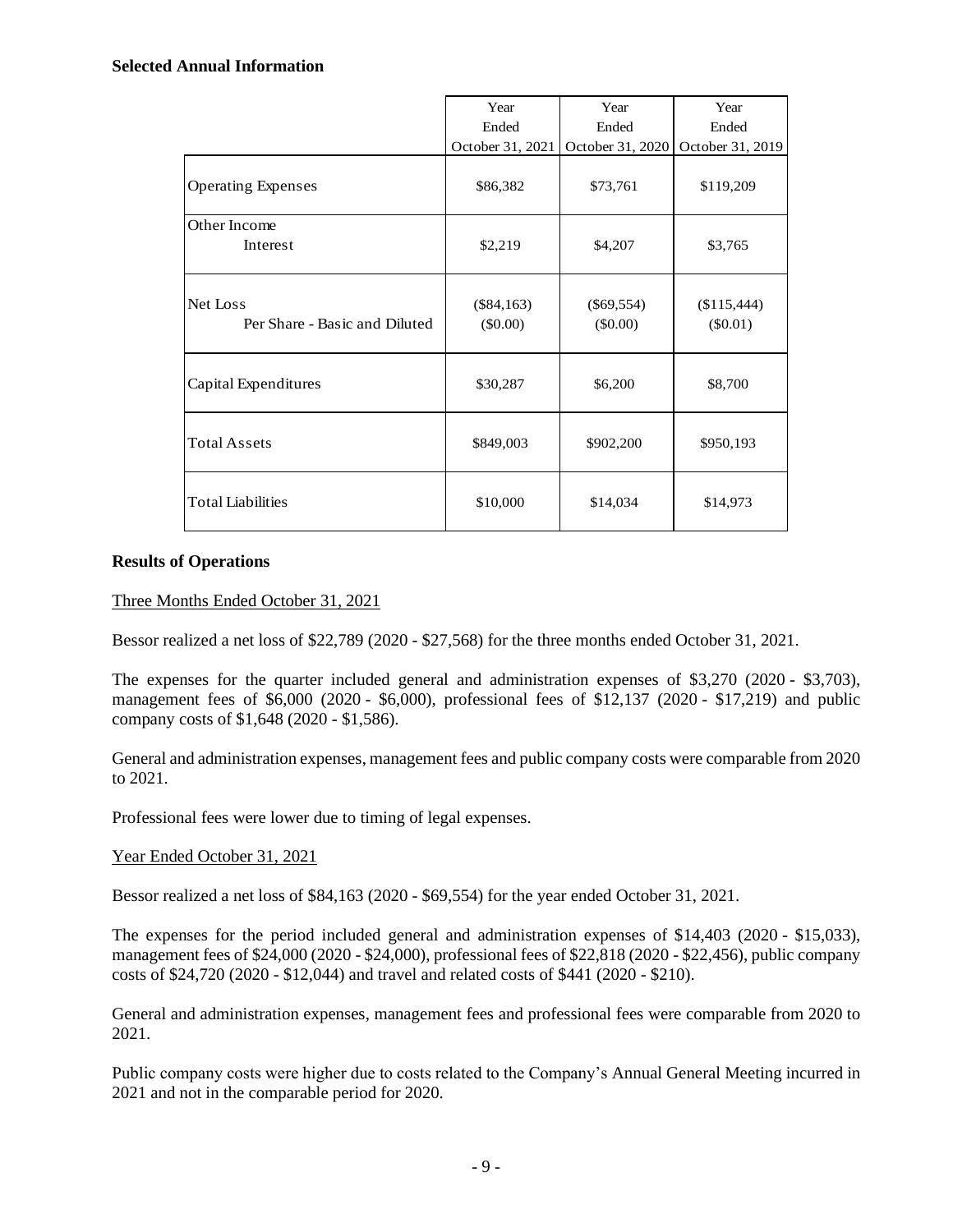**Selected Annual Information**

| | Year Ended October 31, 2021 | Year Ended October 31, 2020 | Year Ended October 31, 2019 |
|---|---|---|---|
| Operating Expenses | $86,382 | $73,761 | $119,209 |
| Other Income<br>Interest | $2,219 | $4,207 | $3,765 |
| Net Loss<br>Per Share - Basic and Diluted | ($84,163)<br>($0.00) | ($69,554)<br>($0.00) | ($115,444)<br>($0.01) |
| Capital Expenditures | $30,287 | $6,200 | $8,700 |
| Total Assets | $849,003 | $902,200 | $950,193 |
| Total Liabilities | $10,000 | $14,034 | $14,973 |

**Results of Operations**

Three Months Ended October 31, 2021

Bessor realized a net loss of $22,789 (2020 - $27,568) for the three months ended October 31, 2021.

The expenses for the quarter included general and administration expenses of $3,270 (2020 - $3,703), management fees of $6,000 (2020 - $6,000), professional fees of $12,137 (2020 - $17,219) and public company costs of $1,648 (2020 - $1,586).

General and administration expenses, management fees and public company costs were comparable from 2020 to 2021.

Professional fees were lower due to timing of legal expenses.

Year Ended October 31, 2021

Bessor realized a net loss of $84,163 (2020 - $69,554) for the year ended October 31, 2021.

The expenses for the period included general and administration expenses of $14,403 (2020 - $15,033), management fees of $24,000 (2020 - $24,000), professional fees of $22,818 (2020 - $22,456), public company costs of $24,720 (2020 - $12,044) and travel and related costs of $441 (2020 - $210).

General and administration expenses, management fees and professional fees were comparable from 2020 to 2021.

Public company costs were higher due to costs related to the Company's Annual General Meeting incurred in 2021 and not in the comparable period for 2020.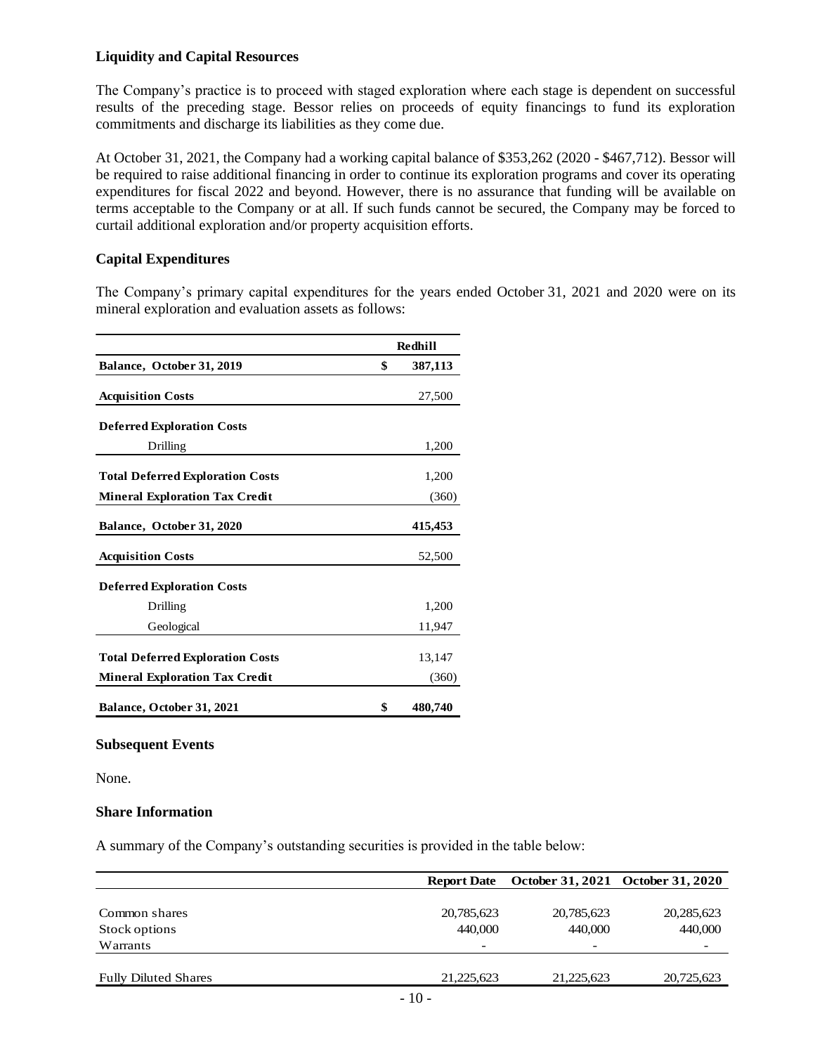### Liquidity and Capital Resources

The Company's practice is to proceed with staged exploration where each stage is dependent on successful results of the preceding stage. Bessor relies on proceeds of equity financings to fund its exploration commitments and discharge its liabilities as they come due.

At October 31, 2021, the Company had a working capital balance of $353,262 (2020 - $467,712). Bessor will be required to raise additional financing in order to continue its exploration programs and cover its operating expenditures for fiscal 2022 and beyond. However, there is no assurance that funding will be available on terms acceptable to the Company or at all. If such funds cannot be secured, the Company may be forced to curtail additional exploration and/or property acquisition efforts.

### Capital Expenditures

The Company's primary capital expenditures for the years ended October 31, 2021 and 2020 were on its mineral exploration and evaluation assets as follows:

| | Redhill |
|---|---|
| **Balance, October 31, 2019** | **$ 387,113** |
| **Acquisition Costs** | 27,500 |
| **Deferred Exploration Costs** | |
| Drilling | 1,200 |
| **Total Deferred Exploration Costs** | 1,200 |
| **Mineral Exploration Tax Credit** | (360) |
| **Balance, October 31, 2020** | **415,453** |
| **Acquisition Costs** | 52,500 |
| **Deferred Exploration Costs** | |
| Drilling | 1,200 |
| Geological | 11,947 |
| **Total Deferred Exploration Costs** | 13,147 |
| **Mineral Exploration Tax Credit** | (360) |
| **Balance, October 31, 2021** | **$ 480,740** |

### Subsequent Events

None.

### Share Information

A summary of the Company's outstanding securities is provided in the table below:

| | Report Date | October 31, 2021 | October 31, 2020 |
|---|---|---|---|
| Common shares | 20,785,623 | 20,785,623 | 20,285,623 |
| Stock options | 440,000 | 440,000 | 440,000 |
| Warrants | - | - | - |
| Fully Diluted Shares | 21,225,623 | 21,225,623 | 20,725,623 |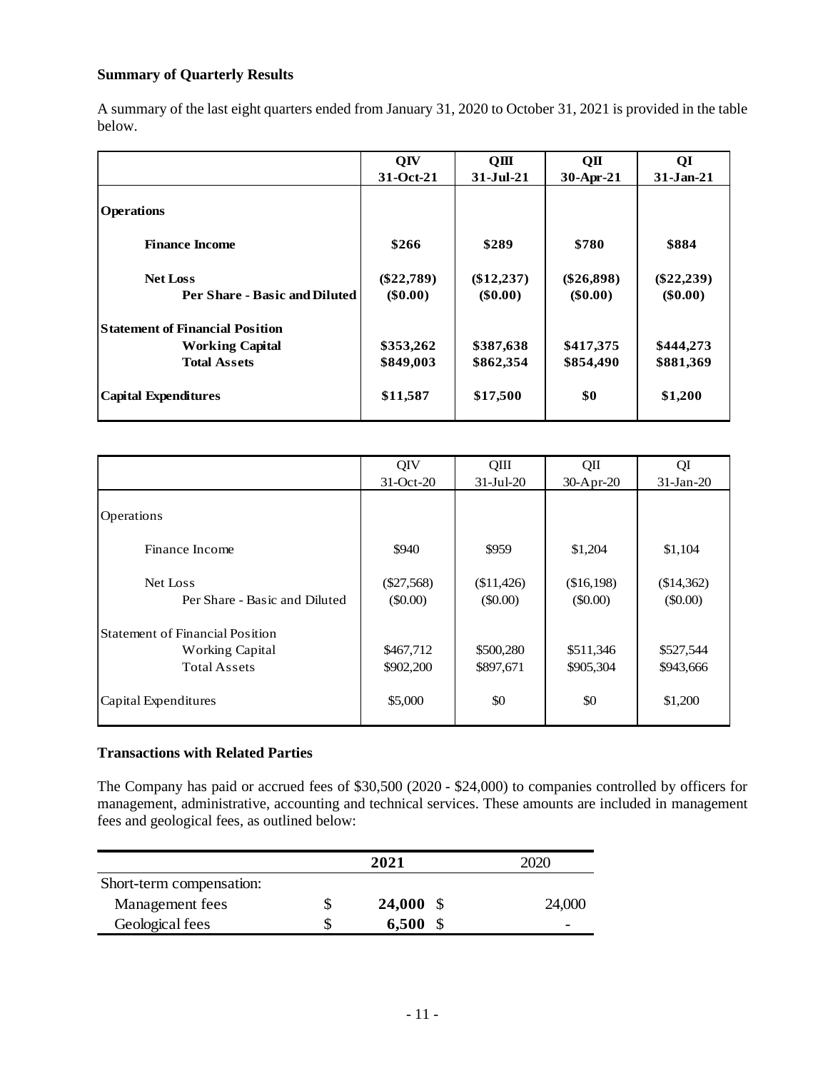**Summary of Quarterly Results**

A summary of the last eight quarters ended from January 31, 2020 to October 31, 2021 is provided in the table below.

| | **QIV**<br>**31-Oct-21** | **QIII**<br>**31-Jul-21** | **QII**<br>**30-Apr-21** | **QI**<br>**31-Jan-21** |
|---|---|---|---|---|
| **Operations** | | | | |
| **Finance Income** | **$266** | **$289** | **$780** | **$884** |
| **Net Loss** | **($22,789)** | **($12,237)** | **($26,898)** | **($22,239)** |
| **Per Share - Basic and Diluted** | **($0.00)** | **($0.00)** | **($0.00)** | **($0.00)** |
| **Statement of Financial Position** | | | | |
| **Working Capital** | **$353,262** | **$387,638** | **$417,375** | **$444,273** |
| **Total Assets** | **$849,003** | **$862,354** | **$854,490** | **$881,369** |
| **Capital Expenditures** | **$11,587** | **$17,500** | **$0** | **$1,200** |

| | QIV<br>31-Oct-20 | QIII<br>31-Jul-20 | QII<br>30-Apr-20 | QI<br>31-Jan-20 |
|---|---|---|---|---|
| Operations | | | | |
| Finance Income | $940 | $959 | $1,204 | $1,104 |
| Net Loss | ($27,568) | ($11,426) | ($16,198) | ($14,362) |
| Per Share - Basic and Diluted | ($0.00) | ($0.00) | ($0.00) | ($0.00) |
| Statement of Financial Position | | | | |
| Working Capital | $467,712 | $500,280 | $511,346 | $527,544 |
| Total Assets | $902,200 | $897,671 | $905,304 | $943,666 |
| Capital Expenditures | $5,000 | $0 | $0 | $1,200 |

**Transactions with Related Parties**

The Company has paid or accrued fees of $30,500 (2020 - $24,000) to companies controlled by officers for management, administrative, accounting and technical services. These amounts are included in management fees and geological fees, as outlined below:

| | **2021** | 2020 |
|---|---|---|
| Short-term compensation: | | |
| Management fees | $ **24,000** | $ 24,000 |
| Geological fees | $ **6,500** | $ - |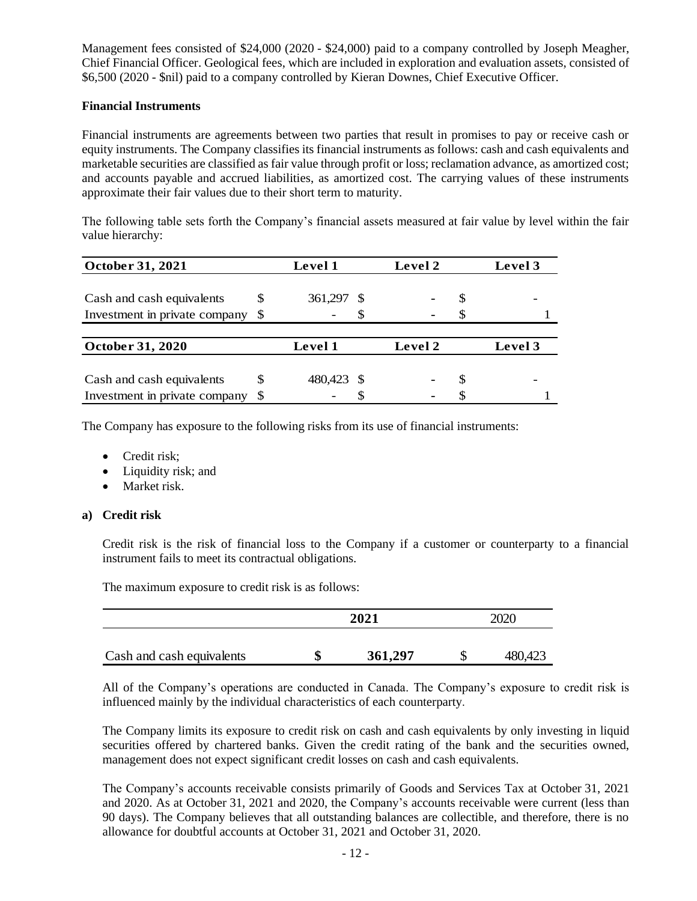Management fees consisted of \$24,000 (2020 - \$24,000) paid to a company controlled by Joseph Meagher, Chief Financial Officer. Geological fees, which are included in exploration and evaluation assets, consisted of \$6,500 (2020 - \$nil) paid to a company controlled by Kieran Downes, Chief Executive Officer.

**Financial Instruments**

Financial instruments are agreements between two parties that result in promises to pay or receive cash or equity instruments. The Company classifies its financial instruments as follows: cash and cash equivalents and marketable securities are classified as fair value through profit or loss; reclamation advance, as amortized cost; and accounts payable and accrued liabilities, as amortized cost. The carrying values of these instruments approximate their fair values due to their short term to maturity.

The following table sets forth the Company's financial assets measured at fair value by level within the fair value hierarchy:

| October 31, 2021 | Level 1 | Level 2 | Level 3 |
|---|---|---|---|
| Cash and cash equivalents | \$ 361,297 | \$ - | \$ - |
| Investment in private company | \$ - | \$ - | \$ 1 |

| October 31, 2020 | Level 1 | Level 2 | Level 3 |
|---|---|---|---|
| Cash and cash equivalents | \$ 480,423 | \$ - | \$ - |
| Investment in private company | \$ - | \$ - | \$ 1 |

The Company has exposure to the following risks from its use of financial instruments:

- Credit risk;
- Liquidity risk; and
- Market risk.

**a) Credit risk**

Credit risk is the risk of financial loss to the Company if a customer or counterparty to a financial instrument fails to meet its contractual obligations.

The maximum exposure to credit risk is as follows:

| | **2021** | 2020 |
|---|---|---|
| Cash and cash equivalents | **\$ 361,297** | \$ 480,423 |

All of the Company's operations are conducted in Canada. The Company's exposure to credit risk is influenced mainly by the individual characteristics of each counterparty.

The Company limits its exposure to credit risk on cash and cash equivalents by only investing in liquid securities offered by chartered banks. Given the credit rating of the bank and the securities owned, management does not expect significant credit losses on cash and cash equivalents.

The Company's accounts receivable consists primarily of Goods and Services Tax at October 31, 2021 and 2020. As at October 31, 2021 and 2020, the Company's accounts receivable were current (less than 90 days). The Company believes that all outstanding balances are collectible, and therefore, there is no allowance for doubtful accounts at October 31, 2021 and October 31, 2020.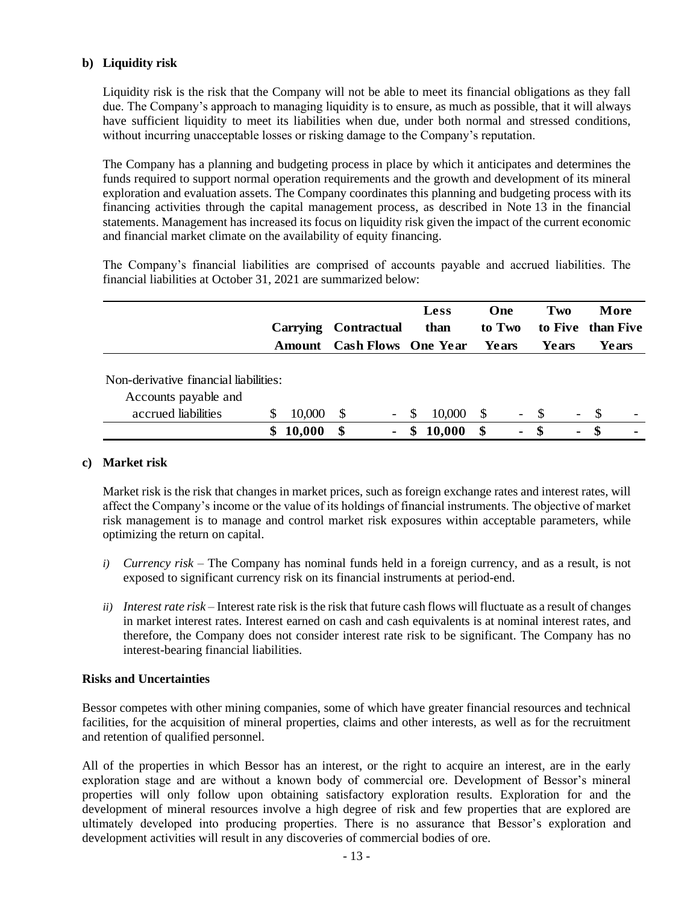**b) Liquidity risk**

Liquidity risk is the risk that the Company will not be able to meet its financial obligations as they fall due. The Company's approach to managing liquidity is to ensure, as much as possible, that it will always have sufficient liquidity to meet its liabilities when due, under both normal and stressed conditions, without incurring unacceptable losses or risking damage to the Company's reputation.

The Company has a planning and budgeting process in place by which it anticipates and determines the funds required to support normal operation requirements and the growth and development of its mineral exploration and evaluation assets. The Company coordinates this planning and budgeting process with its financing activities through the capital management process, as described in Note 13 in the financial statements. Management has increased its focus on liquidity risk given the impact of the current economic and financial market climate on the availability of equity financing.

The Company's financial liabilities are comprised of accounts payable and accrued liabilities. The financial liabilities at October 31, 2021 are summarized below:

| | Carrying Amount | Contractual Cash Flows | Less than One Year | One to Two Years | Two to Five Years | More than Five Years |
|---|---|---|---|---|---|---|
| Non-derivative financial liabilities: | | | | | | |
| Accounts payable and accrued liabilities | $ 10,000 | $ - | $ 10,000 | $ - | $ - | $ - |
| | **$ 10,000** | **$ -** | **$ 10,000** | **$ -** | **$ -** | **$ -** |

**c) Market risk**

Market risk is the risk that changes in market prices, such as foreign exchange rates and interest rates, will affect the Company's income or the value of its holdings of financial instruments. The objective of market risk management is to manage and control market risk exposures within acceptable parameters, while optimizing the return on capital.

*i) Currency risk* – The Company has nominal funds held in a foreign currency, and as a result, is not exposed to significant currency risk on its financial instruments at period-end.

*ii) Interest rate risk* – Interest rate risk is the risk that future cash flows will fluctuate as a result of changes in market interest rates. Interest earned on cash and cash equivalents is at nominal interest rates, and therefore, the Company does not consider interest rate risk to be significant. The Company has no interest-bearing financial liabilities.

**Risks and Uncertainties**

Bessor competes with other mining companies, some of which have greater financial resources and technical facilities, for the acquisition of mineral properties, claims and other interests, as well as for the recruitment and retention of qualified personnel.

All of the properties in which Bessor has an interest, or the right to acquire an interest, are in the early exploration stage and are without a known body of commercial ore. Development of Bessor's mineral properties will only follow upon obtaining satisfactory exploration results. Exploration for and the development of mineral resources involve a high degree of risk and few properties that are explored are ultimately developed into producing properties. There is no assurance that Bessor's exploration and development activities will result in any discoveries of commercial bodies of ore.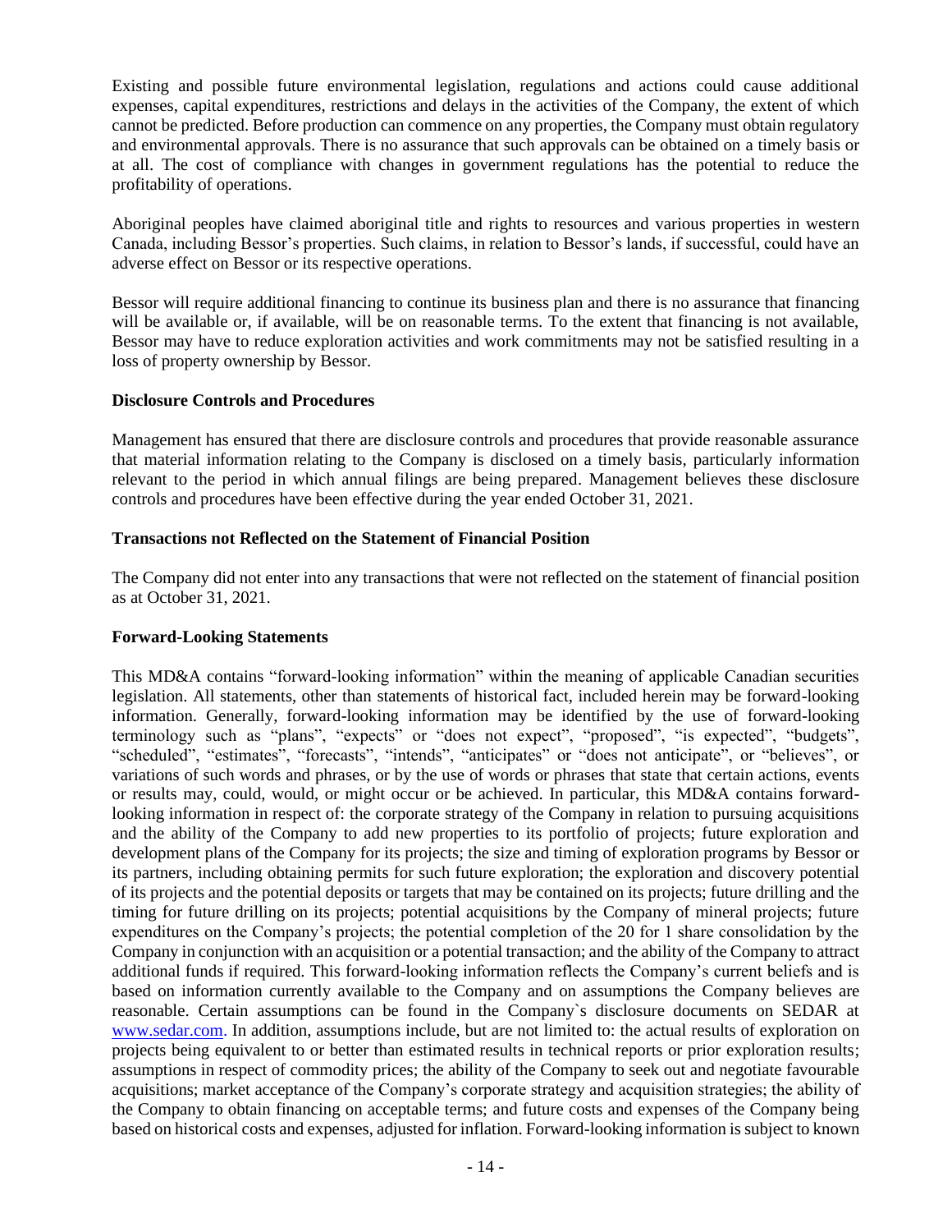Existing and possible future environmental legislation, regulations and actions could cause additional expenses, capital expenditures, restrictions and delays in the activities of the Company, the extent of which cannot be predicted. Before production can commence on any properties, the Company must obtain regulatory and environmental approvals. There is no assurance that such approvals can be obtained on a timely basis or at all. The cost of compliance with changes in government regulations has the potential to reduce the profitability of operations.

Aboriginal peoples have claimed aboriginal title and rights to resources and various properties in western Canada, including Bessor's properties. Such claims, in relation to Bessor's lands, if successful, could have an adverse effect on Bessor or its respective operations.

Bessor will require additional financing to continue its business plan and there is no assurance that financing will be available or, if available, will be on reasonable terms. To the extent that financing is not available, Bessor may have to reduce exploration activities and work commitments may not be satisfied resulting in a loss of property ownership by Bessor.

**Disclosure Controls and Procedures**

Management has ensured that there are disclosure controls and procedures that provide reasonable assurance that material information relating to the Company is disclosed on a timely basis, particularly information relevant to the period in which annual filings are being prepared. Management believes these disclosure controls and procedures have been effective during the year ended October 31, 2021.

**Transactions not Reflected on the Statement of Financial Position**

The Company did not enter into any transactions that were not reflected on the statement of financial position as at October 31, 2021.

**Forward-Looking Statements**

This MD&A contains "forward-looking information" within the meaning of applicable Canadian securities legislation. All statements, other than statements of historical fact, included herein may be forward-looking information. Generally, forward-looking information may be identified by the use of forward-looking terminology such as "plans", "expects" or "does not expect", "proposed", "is expected", "budgets", "scheduled", "estimates", "forecasts", "intends", "anticipates" or "does not anticipate", or "believes", or variations of such words and phrases, or by the use of words or phrases that state that certain actions, events or results may, could, would, or might occur or be achieved. In particular, this MD&A contains forward-looking information in respect of: the corporate strategy of the Company in relation to pursuing acquisitions and the ability of the Company to add new properties to its portfolio of projects; future exploration and development plans of the Company for its projects; the size and timing of exploration programs by Bessor or its partners, including obtaining permits for such future exploration; the exploration and discovery potential of its projects and the potential deposits or targets that may be contained on its projects; future drilling and the timing for future drilling on its projects; potential acquisitions by the Company of mineral projects; future expenditures on the Company's projects; the potential completion of the 20 for 1 share consolidation by the Company in conjunction with an acquisition or a potential transaction; and the ability of the Company to attract additional funds if required. This forward-looking information reflects the Company's current beliefs and is based on information currently available to the Company and on assumptions the Company believes are reasonable. Certain assumptions can be found in the Company`s disclosure documents on SEDAR at www.sedar.com. In addition, assumptions include, but are not limited to: the actual results of exploration on projects being equivalent to or better than estimated results in technical reports or prior exploration results; assumptions in respect of commodity prices; the ability of the Company to seek out and negotiate favourable acquisitions; market acceptance of the Company's corporate strategy and acquisition strategies; the ability of the Company to obtain financing on acceptable terms; and future costs and expenses of the Company being based on historical costs and expenses, adjusted for inflation. Forward-looking information is subject to known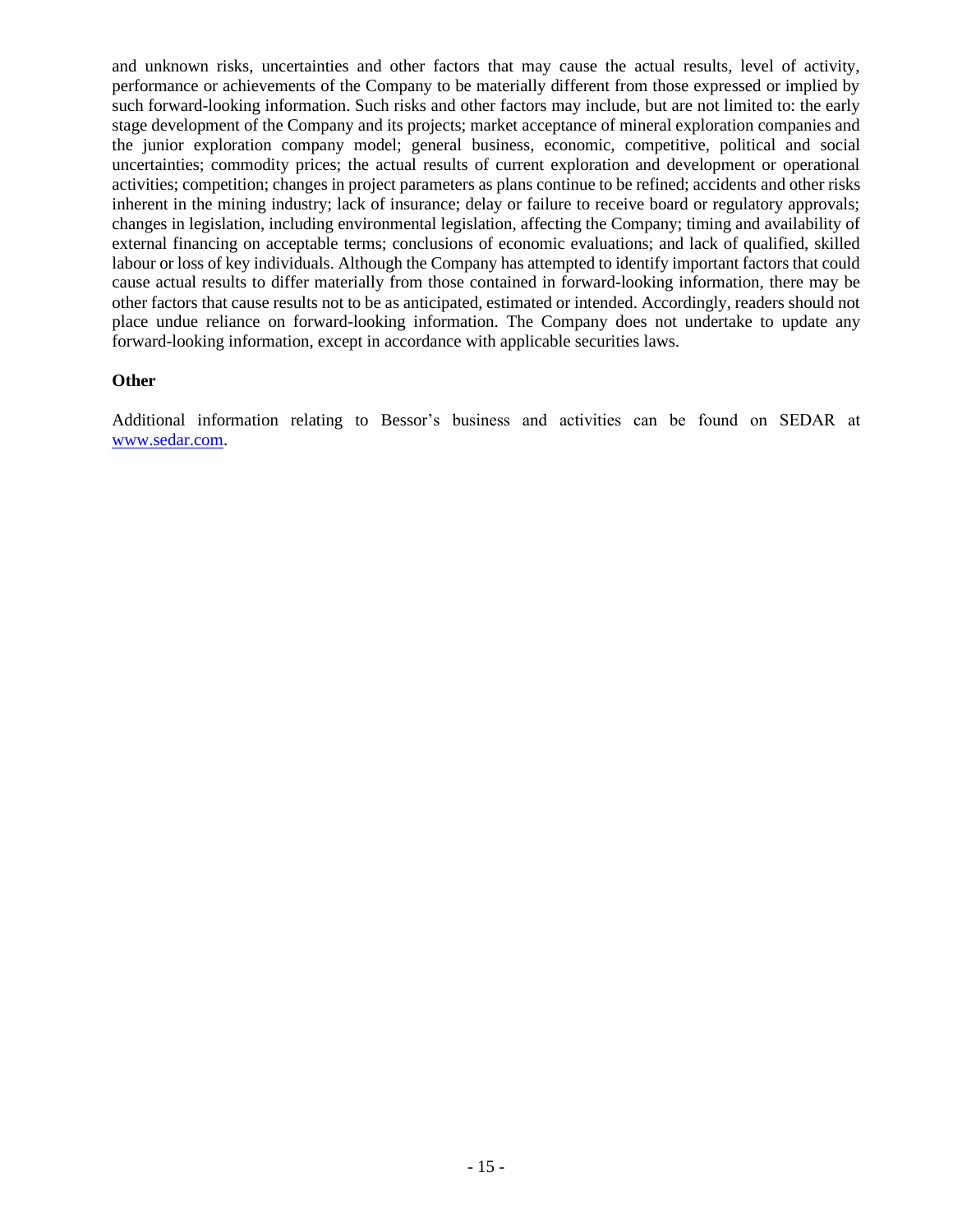and unknown risks, uncertainties and other factors that may cause the actual results, level of activity, performance or achievements of the Company to be materially different from those expressed or implied by such forward-looking information. Such risks and other factors may include, but are not limited to: the early stage development of the Company and its projects; market acceptance of mineral exploration companies and the junior exploration company model; general business, economic, competitive, political and social uncertainties; commodity prices; the actual results of current exploration and development or operational activities; competition; changes in project parameters as plans continue to be refined; accidents and other risks inherent in the mining industry; lack of insurance; delay or failure to receive board or regulatory approvals; changes in legislation, including environmental legislation, affecting the Company; timing and availability of external financing on acceptable terms; conclusions of economic evaluations; and lack of qualified, skilled labour or loss of key individuals. Although the Company has attempted to identify important factors that could cause actual results to differ materially from those contained in forward-looking information, there may be other factors that cause results not to be as anticipated, estimated or intended. Accordingly, readers should not place undue reliance on forward-looking information. The Company does not undertake to update any forward-looking information, except in accordance with applicable securities laws.

**Other**

Additional information relating to Bessor's business and activities can be found on SEDAR at [www.sedar.com](http://www.sedar.com).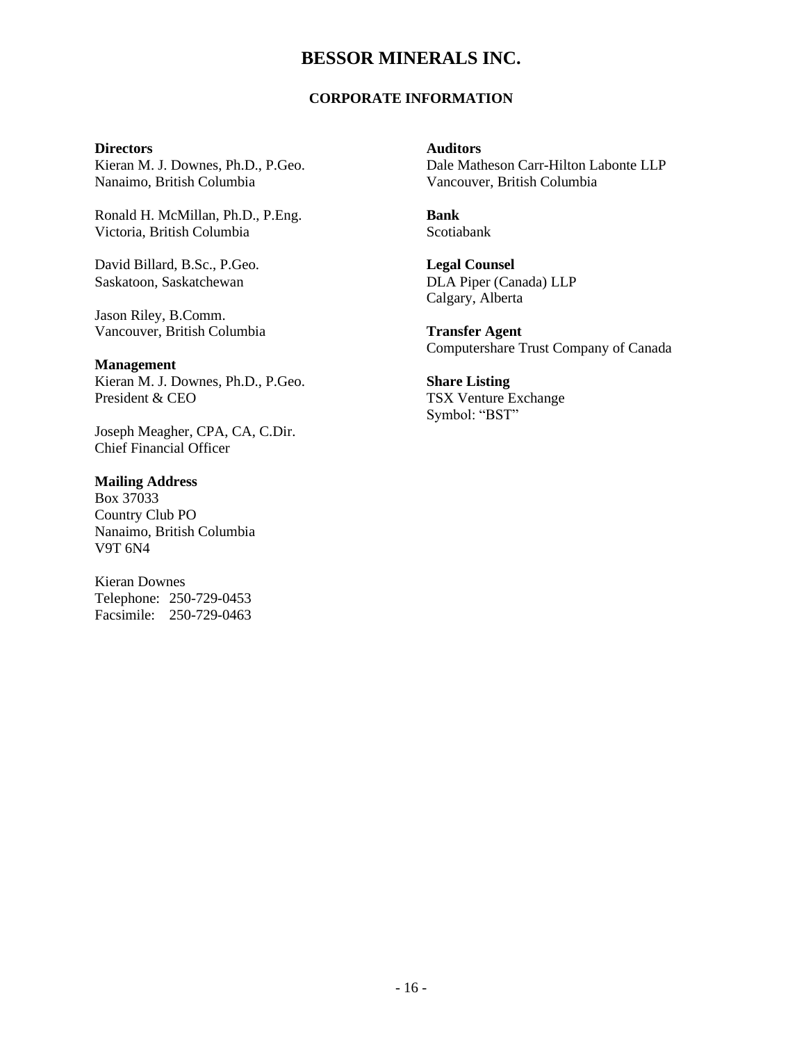# BESSOR MINERALS INC.

## CORPORATE INFORMATION

**Directors**
Kieran M. J. Downes, Ph.D., P.Geo.
Nanaimo, British Columbia

Ronald H. McMillan, Ph.D., P.Eng.
Victoria, British Columbia

David Billard, B.Sc., P.Geo.
Saskatoon, Saskatchewan

Jason Riley, B.Comm.
Vancouver, British Columbia

**Management**
Kieran M. J. Downes, Ph.D., P.Geo.
President & CEO

Joseph Meagher, CPA, CA, C.Dir.
Chief Financial Officer

**Mailing Address**
Box 37033
Country Club PO
Nanaimo, British Columbia
V9T 6N4

Kieran Downes
Telephone: 250-729-0453
Facsimile: 250-729-0463

**Auditors**
Dale Matheson Carr-Hilton Labonte LLP
Vancouver, British Columbia

**Bank**
Scotiabank

**Legal Counsel**
DLA Piper (Canada) LLP
Calgary, Alberta

**Transfer Agent**
Computershare Trust Company of Canada

**Share Listing**
TSX Venture Exchange
Symbol: "BST"